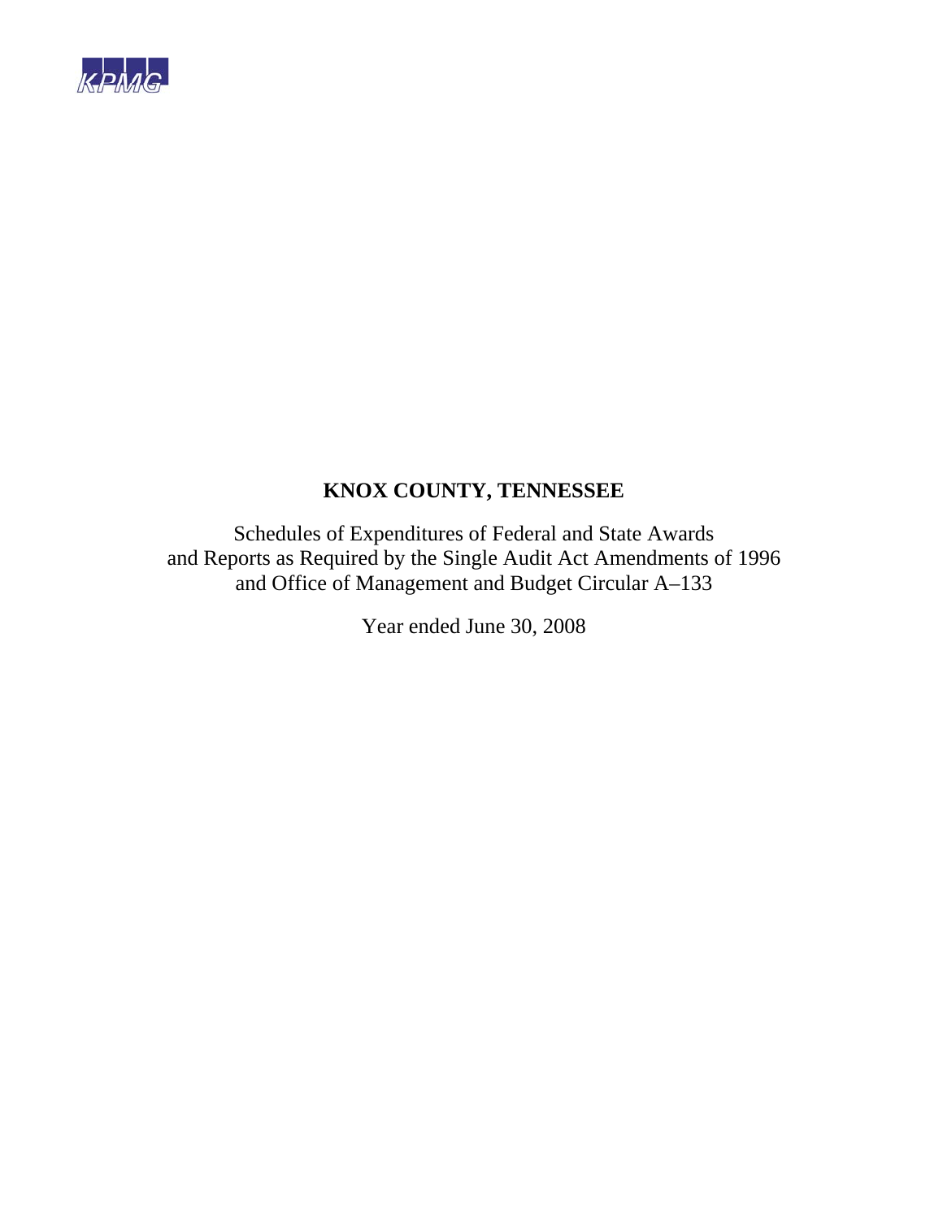KPMG

# KNOX COUNTY, TENNESSEE

Schedules of Expenditures of Federal and State Awards
and Reports as Required by the Single Audit Act Amendments of 1996
and Office of Management and Budget Circular A–133

Year ended June 30, 2008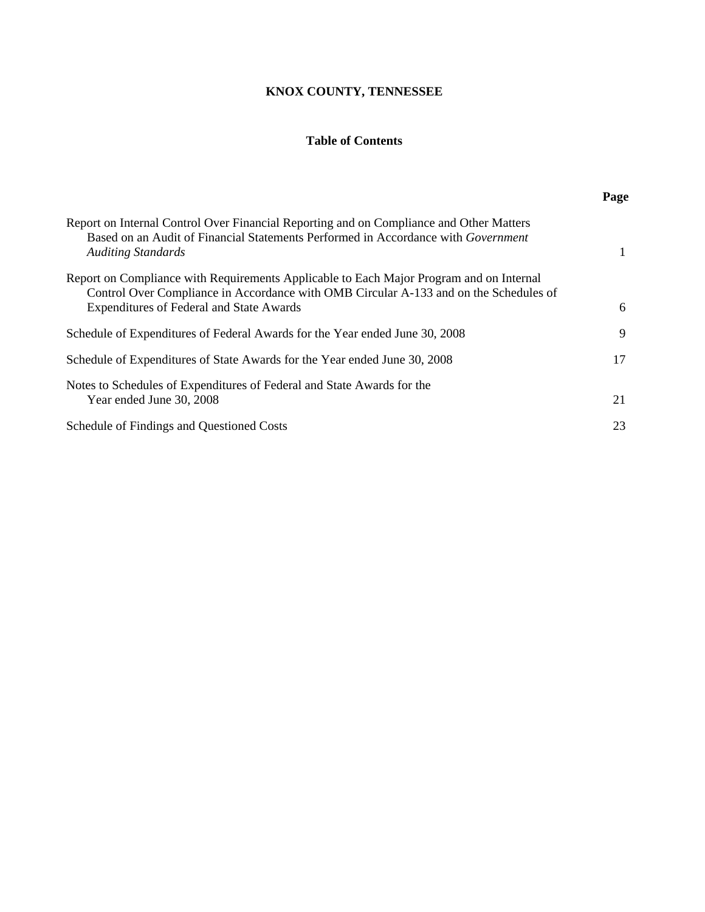# KNOX COUNTY, TENNESSEE

## Table of Contents

| | Page |
|---|---|
| Report on Internal Control Over Financial Reporting and on Compliance and Other Matters Based on an Audit of Financial Statements Performed in Accordance with *Government Auditing Standards* | 1 |
| Report on Compliance with Requirements Applicable to Each Major Program and on Internal Control Over Compliance in Accordance with OMB Circular A-133 and on the Schedules of Expenditures of Federal and State Awards | 6 |
| Schedule of Expenditures of Federal Awards for the Year ended June 30, 2008 | 9 |
| Schedule of Expenditures of State Awards for the Year ended June 30, 2008 | 17 |
| Notes to Schedules of Expenditures of Federal and State Awards for the Year ended June 30, 2008 | 21 |
| Schedule of Findings and Questioned Costs | 23 |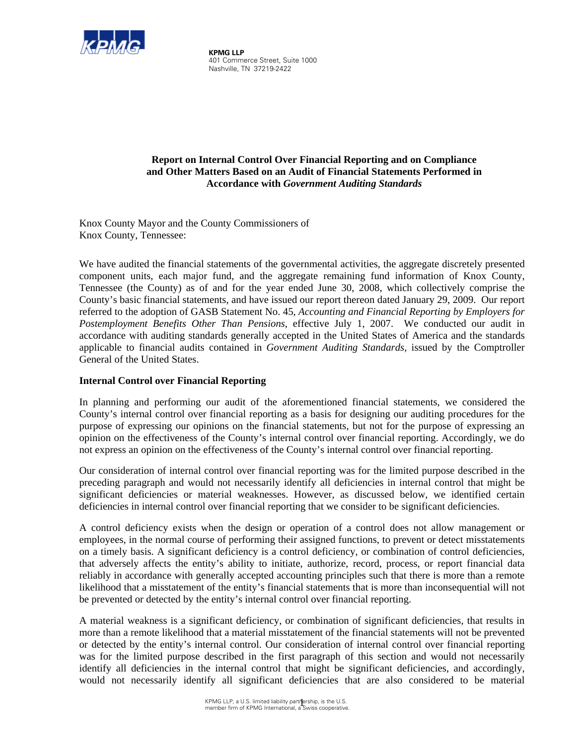**KPMG LLP**
401 Commerce Street, Suite 1000
Nashville, TN 37219-2422

## Report on Internal Control Over Financial Reporting and on Compliance and Other Matters Based on an Audit of Financial Statements Performed in Accordance with *Government Auditing Standards*

Knox County Mayor and the County Commissioners of
Knox County, Tennessee:

We have audited the financial statements of the governmental activities, the aggregate discretely presented component units, each major fund, and the aggregate remaining fund information of Knox County, Tennessee (the County) as of and for the year ended June 30, 2008, which collectively comprise the County's basic financial statements, and have issued our report thereon dated January 29, 2009. Our report referred to the adoption of GASB Statement No. 45, *Accounting and Financial Reporting by Employers for Postemployment Benefits Other Than Pensions*, effective July 1, 2007. We conducted our audit in accordance with auditing standards generally accepted in the United States of America and the standards applicable to financial audits contained in *Government Auditing Standards,* issued by the Comptroller General of the United States.

### Internal Control over Financial Reporting

In planning and performing our audit of the aforementioned financial statements, we considered the County's internal control over financial reporting as a basis for designing our auditing procedures for the purpose of expressing our opinions on the financial statements, but not for the purpose of expressing an opinion on the effectiveness of the County's internal control over financial reporting. Accordingly, we do not express an opinion on the effectiveness of the County's internal control over financial reporting.

Our consideration of internal control over financial reporting was for the limited purpose described in the preceding paragraph and would not necessarily identify all deficiencies in internal control that might be significant deficiencies or material weaknesses. However, as discussed below, we identified certain deficiencies in internal control over financial reporting that we consider to be significant deficiencies.

A control deficiency exists when the design or operation of a control does not allow management or employees, in the normal course of performing their assigned functions, to prevent or detect misstatements on a timely basis. A significant deficiency is a control deficiency, or combination of control deficiencies, that adversely affects the entity's ability to initiate, authorize, record, process, or report financial data reliably in accordance with generally accepted accounting principles such that there is more than a remote likelihood that a misstatement of the entity's financial statements that is more than inconsequential will not be prevented or detected by the entity's internal control over financial reporting.

A material weakness is a significant deficiency, or combination of significant deficiencies, that results in more than a remote likelihood that a material misstatement of the financial statements will not be prevented or detected by the entity's internal control. Our consideration of internal control over financial reporting was for the limited purpose described in the first paragraph of this section and would not necessarily identify all deficiencies in the internal control that might be significant deficiencies, and accordingly, would not necessarily identify all significant deficiencies that are also considered to be material

KPMG LLP, a U.S. limited liability partnership, is the U.S. member firm of KPMG International, a Swiss cooperative.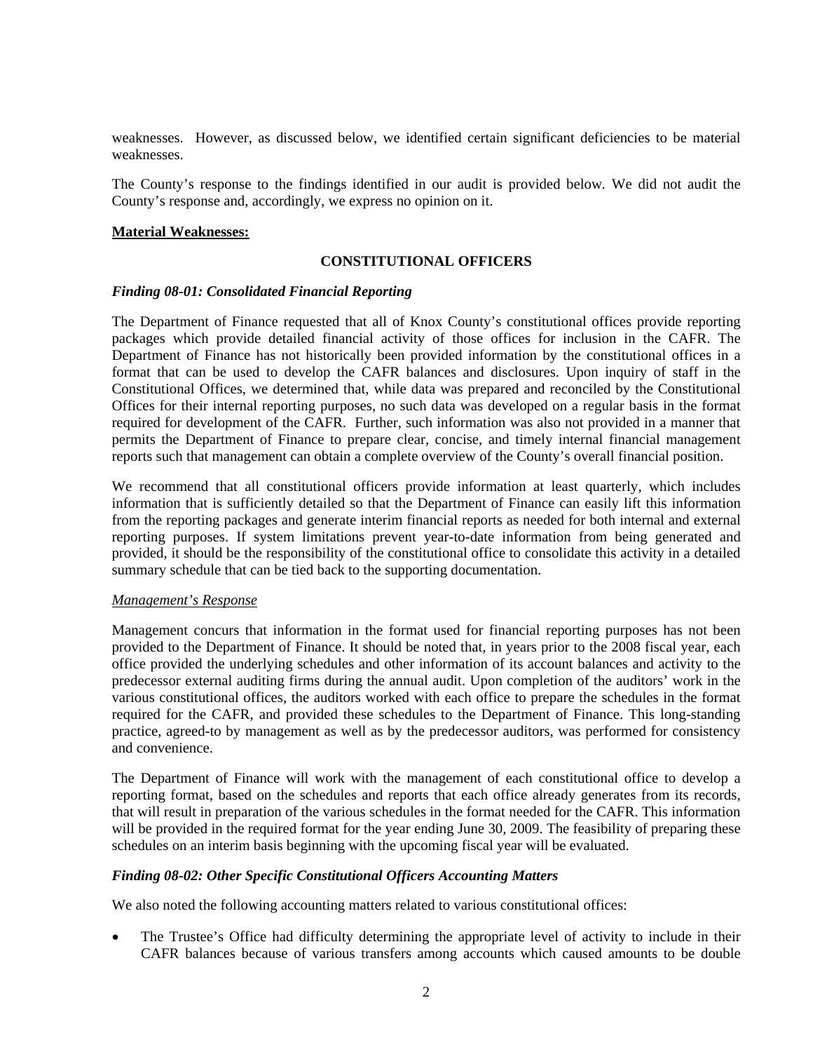weaknesses. However, as discussed below, we identified certain significant deficiencies to be material weaknesses.

The County's response to the findings identified in our audit is provided below. We did not audit the County's response and, accordingly, we express no opinion on it.

**Material Weaknesses:**

**CONSTITUTIONAL OFFICERS**

***Finding 08-01: Consolidated Financial Reporting***

The Department of Finance requested that all of Knox County's constitutional offices provide reporting packages which provide detailed financial activity of those offices for inclusion in the CAFR. The Department of Finance has not historically been provided information by the constitutional offices in a format that can be used to develop the CAFR balances and disclosures. Upon inquiry of staff in the Constitutional Offices, we determined that, while data was prepared and reconciled by the Constitutional Offices for their internal reporting purposes, no such data was developed on a regular basis in the format required for development of the CAFR. Further, such information was also not provided in a manner that permits the Department of Finance to prepare clear, concise, and timely internal financial management reports such that management can obtain a complete overview of the County's overall financial position.

We recommend that all constitutional officers provide information at least quarterly, which includes information that is sufficiently detailed so that the Department of Finance can easily lift this information from the reporting packages and generate interim financial reports as needed for both internal and external reporting purposes. If system limitations prevent year-to-date information from being generated and provided, it should be the responsibility of the constitutional office to consolidate this activity in a detailed summary schedule that can be tied back to the supporting documentation.

*Management's Response*

Management concurs that information in the format used for financial reporting purposes has not been provided to the Department of Finance. It should be noted that, in years prior to the 2008 fiscal year, each office provided the underlying schedules and other information of its account balances and activity to the predecessor external auditing firms during the annual audit. Upon completion of the auditors' work in the various constitutional offices, the auditors worked with each office to prepare the schedules in the format required for the CAFR, and provided these schedules to the Department of Finance. This long-standing practice, agreed-to by management as well as by the predecessor auditors, was performed for consistency and convenience.

The Department of Finance will work with the management of each constitutional office to develop a reporting format, based on the schedules and reports that each office already generates from its records, that will result in preparation of the various schedules in the format needed for the CAFR. This information will be provided in the required format for the year ending June 30, 2009. The feasibility of preparing these schedules on an interim basis beginning with the upcoming fiscal year will be evaluated.

***Finding 08-02: Other Specific Constitutional Officers Accounting Matters***

We also noted the following accounting matters related to various constitutional offices:

- The Trustee's Office had difficulty determining the appropriate level of activity to include in their CAFR balances because of various transfers among accounts which caused amounts to be double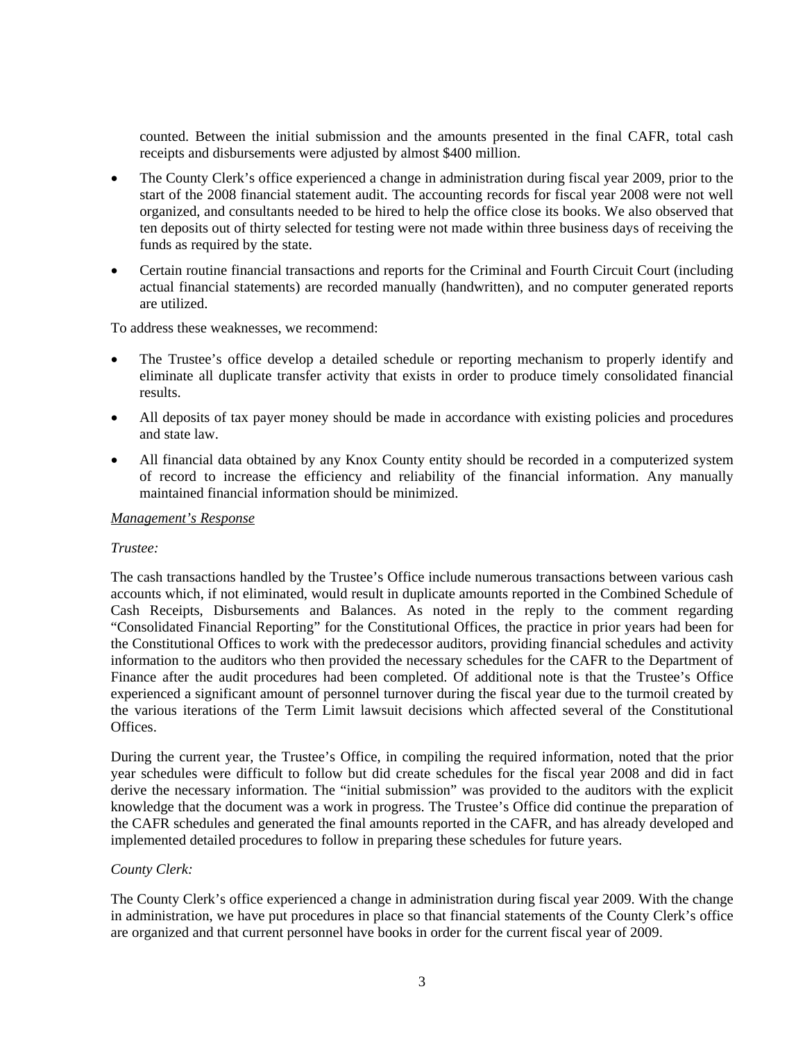counted. Between the initial submission and the amounts presented in the final CAFR, total cash receipts and disbursements were adjusted by almost $400 million.

- The County Clerk's office experienced a change in administration during fiscal year 2009, prior to the start of the 2008 financial statement audit. The accounting records for fiscal year 2008 were not well organized, and consultants needed to be hired to help the office close its books. We also observed that ten deposits out of thirty selected for testing were not made within three business days of receiving the funds as required by the state.
- Certain routine financial transactions and reports for the Criminal and Fourth Circuit Court (including actual financial statements) are recorded manually (handwritten), and no computer generated reports are utilized.

To address these weaknesses, we recommend:

- The Trustee's office develop a detailed schedule or reporting mechanism to properly identify and eliminate all duplicate transfer activity that exists in order to produce timely consolidated financial results.
- All deposits of tax payer money should be made in accordance with existing policies and procedures and state law.
- All financial data obtained by any Knox County entity should be recorded in a computerized system of record to increase the efficiency and reliability of the financial information. Any manually maintained financial information should be minimized.

*Management's Response*

*Trustee:*

The cash transactions handled by the Trustee's Office include numerous transactions between various cash accounts which, if not eliminated, would result in duplicate amounts reported in the Combined Schedule of Cash Receipts, Disbursements and Balances. As noted in the reply to the comment regarding "Consolidated Financial Reporting" for the Constitutional Offices, the practice in prior years had been for the Constitutional Offices to work with the predecessor auditors, providing financial schedules and activity information to the auditors who then provided the necessary schedules for the CAFR to the Department of Finance after the audit procedures had been completed. Of additional note is that the Trustee's Office experienced a significant amount of personnel turnover during the fiscal year due to the turmoil created by the various iterations of the Term Limit lawsuit decisions which affected several of the Constitutional Offices.

During the current year, the Trustee's Office, in compiling the required information, noted that the prior year schedules were difficult to follow but did create schedules for the fiscal year 2008 and did in fact derive the necessary information. The "initial submission" was provided to the auditors with the explicit knowledge that the document was a work in progress. The Trustee's Office did continue the preparation of the CAFR schedules and generated the final amounts reported in the CAFR, and has already developed and implemented detailed procedures to follow in preparing these schedules for future years.

*County Clerk:*

The County Clerk's office experienced a change in administration during fiscal year 2009. With the change in administration, we have put procedures in place so that financial statements of the County Clerk's office are organized and that current personnel have books in order for the current fiscal year of 2009.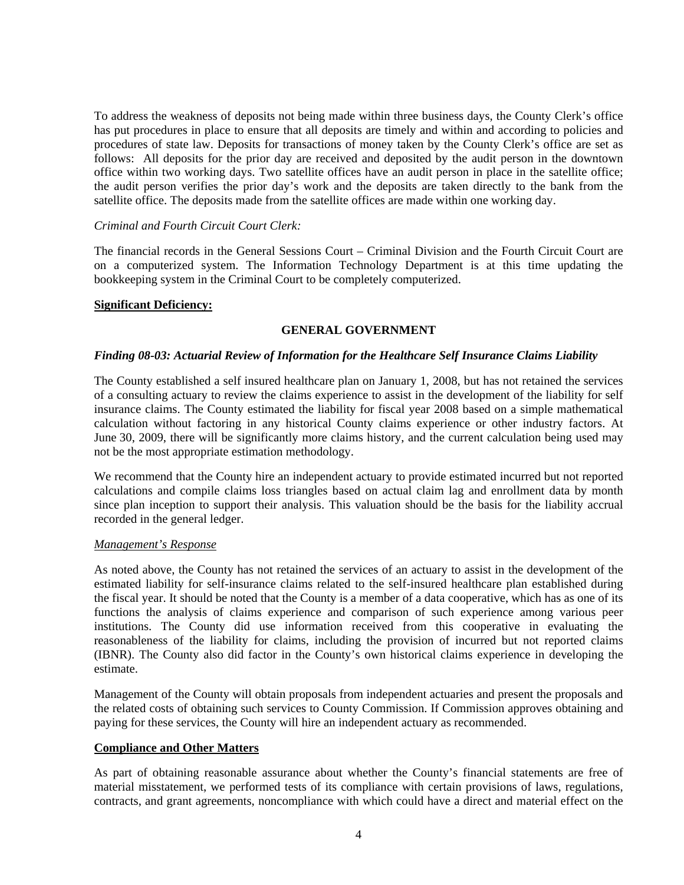To address the weakness of deposits not being made within three business days, the County Clerk's office has put procedures in place to ensure that all deposits are timely and within and according to policies and procedures of state law. Deposits for transactions of money taken by the County Clerk's office are set as follows: All deposits for the prior day are received and deposited by the audit person in the downtown office within two working days. Two satellite offices have an audit person in place in the satellite office; the audit person verifies the prior day's work and the deposits are taken directly to the bank from the satellite office. The deposits made from the satellite offices are made within one working day.

*Criminal and Fourth Circuit Court Clerk:*

The financial records in the General Sessions Court – Criminal Division and the Fourth Circuit Court are on a computerized system. The Information Technology Department is at this time updating the bookkeeping system in the Criminal Court to be completely computerized.

**Significant Deficiency:**

**GENERAL GOVERNMENT**

***Finding 08-03: Actuarial Review of Information for the Healthcare Self Insurance Claims Liability***

The County established a self insured healthcare plan on January 1, 2008, but has not retained the services of a consulting actuary to review the claims experience to assist in the development of the liability for self insurance claims. The County estimated the liability for fiscal year 2008 based on a simple mathematical calculation without factoring in any historical County claims experience or other industry factors. At June 30, 2009, there will be significantly more claims history, and the current calculation being used may not be the most appropriate estimation methodology.

We recommend that the County hire an independent actuary to provide estimated incurred but not reported calculations and compile claims loss triangles based on actual claim lag and enrollment data by month since plan inception to support their analysis. This valuation should be the basis for the liability accrual recorded in the general ledger.

*Management's Response*

As noted above, the County has not retained the services of an actuary to assist in the development of the estimated liability for self-insurance claims related to the self-insured healthcare plan established during the fiscal year. It should be noted that the County is a member of a data cooperative, which has as one of its functions the analysis of claims experience and comparison of such experience among various peer institutions. The County did use information received from this cooperative in evaluating the reasonableness of the liability for claims, including the provision of incurred but not reported claims (IBNR). The County also did factor in the County's own historical claims experience in developing the estimate.

Management of the County will obtain proposals from independent actuaries and present the proposals and the related costs of obtaining such services to County Commission. If Commission approves obtaining and paying for these services, the County will hire an independent actuary as recommended.

**Compliance and Other Matters**

As part of obtaining reasonable assurance about whether the County's financial statements are free of material misstatement, we performed tests of its compliance with certain provisions of laws, regulations, contracts, and grant agreements, noncompliance with which could have a direct and material effect on the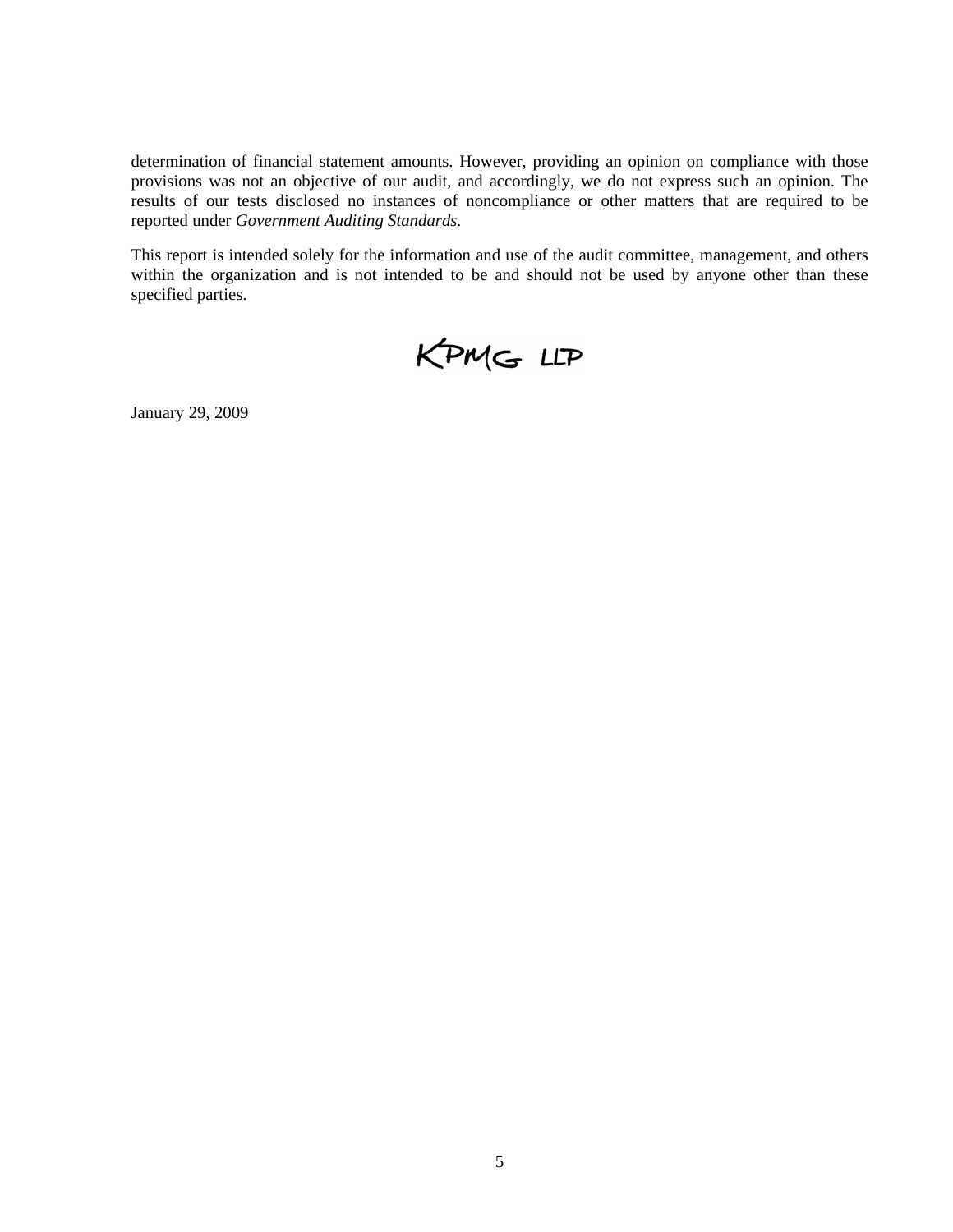determination of financial statement amounts. However, providing an opinion on compliance with those provisions was not an objective of our audit, and accordingly, we do not express such an opinion. The results of our tests disclosed no instances of noncompliance or other matters that are required to be reported under *Government Auditing Standards.*

This report is intended solely for the information and use of the audit committee, management, and others within the organization and is not intended to be and should not be used by anyone other than these specified parties.

KPMG LLP

January 29, 2009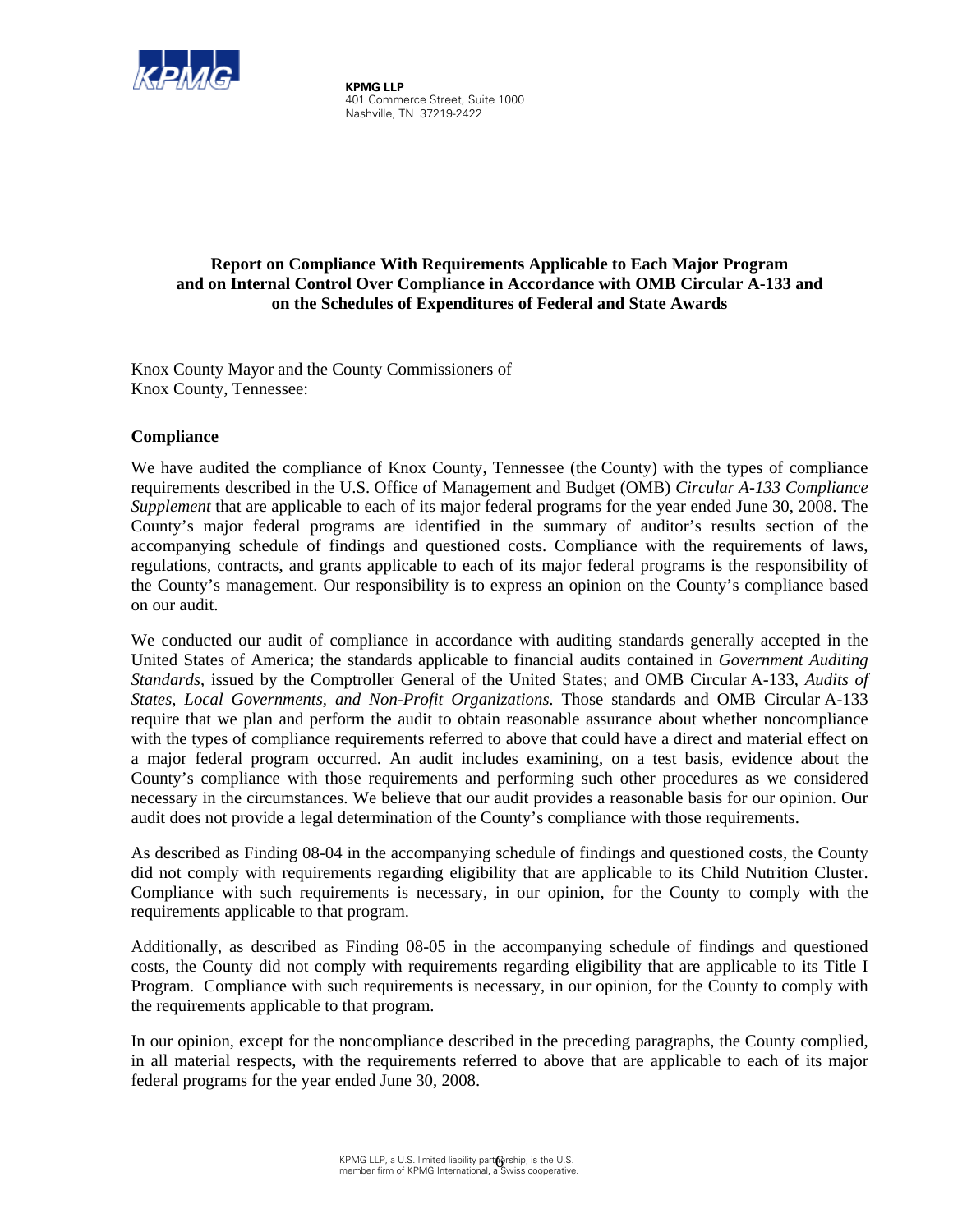**KPMG LLP**
401 Commerce Street, Suite 1000
Nashville, TN 37219-2422

## Report on Compliance With Requirements Applicable to Each Major Program and on Internal Control Over Compliance in Accordance with OMB Circular A-133 and on the Schedules of Expenditures of Federal and State Awards

Knox County Mayor and the County Commissioners of
Knox County, Tennessee:

### Compliance

We have audited the compliance of Knox County, Tennessee (the County) with the types of compliance requirements described in the U.S. Office of Management and Budget (OMB) *Circular A-133 Compliance Supplement* that are applicable to each of its major federal programs for the year ended June 30, 2008. The County's major federal programs are identified in the summary of auditor's results section of the accompanying schedule of findings and questioned costs. Compliance with the requirements of laws, regulations, contracts, and grants applicable to each of its major federal programs is the responsibility of the County's management. Our responsibility is to express an opinion on the County's compliance based on our audit.

We conducted our audit of compliance in accordance with auditing standards generally accepted in the United States of America; the standards applicable to financial audits contained in *Government Auditing Standards*, issued by the Comptroller General of the United States; and OMB Circular A-133, *Audits of States, Local Governments, and Non-Profit Organizations.* Those standards and OMB Circular A-133 require that we plan and perform the audit to obtain reasonable assurance about whether noncompliance with the types of compliance requirements referred to above that could have a direct and material effect on a major federal program occurred. An audit includes examining, on a test basis, evidence about the County's compliance with those requirements and performing such other procedures as we considered necessary in the circumstances. We believe that our audit provides a reasonable basis for our opinion. Our audit does not provide a legal determination of the County's compliance with those requirements.

As described as Finding 08-04 in the accompanying schedule of findings and questioned costs, the County did not comply with requirements regarding eligibility that are applicable to its Child Nutrition Cluster. Compliance with such requirements is necessary, in our opinion, for the County to comply with the requirements applicable to that program.

Additionally, as described as Finding 08-05 in the accompanying schedule of findings and questioned costs, the County did not comply with requirements regarding eligibility that are applicable to its Title I Program. Compliance with such requirements is necessary, in our opinion, for the County to comply with the requirements applicable to that program.

In our opinion, except for the noncompliance described in the preceding paragraphs, the County complied, in all material respects, with the requirements referred to above that are applicable to each of its major federal programs for the year ended June 30, 2008.

KPMG LLP, a U.S. limited liability partnership, is the U.S. member firm of KPMG International, a Swiss cooperative.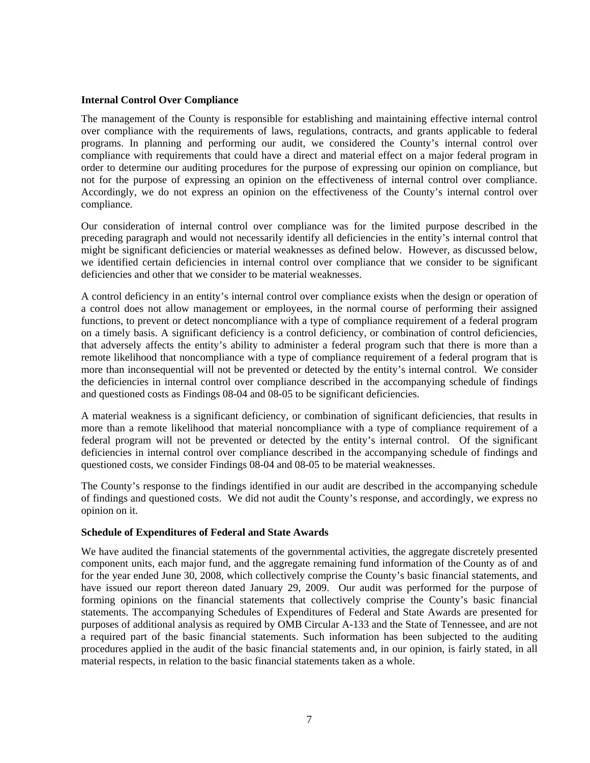**Internal Control Over Compliance**

The management of the County is responsible for establishing and maintaining effective internal control over compliance with the requirements of laws, regulations, contracts, and grants applicable to federal programs. In planning and performing our audit, we considered the County's internal control over compliance with requirements that could have a direct and material effect on a major federal program in order to determine our auditing procedures for the purpose of expressing our opinion on compliance, but not for the purpose of expressing an opinion on the effectiveness of internal control over compliance. Accordingly, we do not express an opinion on the effectiveness of the County's internal control over compliance.

Our consideration of internal control over compliance was for the limited purpose described in the preceding paragraph and would not necessarily identify all deficiencies in the entity's internal control that might be significant deficiencies or material weaknesses as defined below. However, as discussed below, we identified certain deficiencies in internal control over compliance that we consider to be significant deficiencies and other that we consider to be material weaknesses.

A control deficiency in an entity's internal control over compliance exists when the design or operation of a control does not allow management or employees, in the normal course of performing their assigned functions, to prevent or detect noncompliance with a type of compliance requirement of a federal program on a timely basis. A significant deficiency is a control deficiency, or combination of control deficiencies, that adversely affects the entity's ability to administer a federal program such that there is more than a remote likelihood that noncompliance with a type of compliance requirement of a federal program that is more than inconsequential will not be prevented or detected by the entity's internal control. We consider the deficiencies in internal control over compliance described in the accompanying schedule of findings and questioned costs as Findings 08-04 and 08-05 to be significant deficiencies.

A material weakness is a significant deficiency, or combination of significant deficiencies, that results in more than a remote likelihood that material noncompliance with a type of compliance requirement of a federal program will not be prevented or detected by the entity's internal control. Of the significant deficiencies in internal control over compliance described in the accompanying schedule of findings and questioned costs, we consider Findings 08-04 and 08-05 to be material weaknesses.

The County's response to the findings identified in our audit are described in the accompanying schedule of findings and questioned costs. We did not audit the County's response, and accordingly, we express no opinion on it.

**Schedule of Expenditures of Federal and State Awards**

We have audited the financial statements of the governmental activities, the aggregate discretely presented component units, each major fund, and the aggregate remaining fund information of the County as of and for the year ended June 30, 2008, which collectively comprise the County's basic financial statements, and have issued our report thereon dated January 29, 2009. Our audit was performed for the purpose of forming opinions on the financial statements that collectively comprise the County's basic financial statements. The accompanying Schedules of Expenditures of Federal and State Awards are presented for purposes of additional analysis as required by OMB Circular A-133 and the State of Tennessee, and are not a required part of the basic financial statements. Such information has been subjected to the auditing procedures applied in the audit of the basic financial statements and, in our opinion, is fairly stated, in all material respects, in relation to the basic financial statements taken as a whole.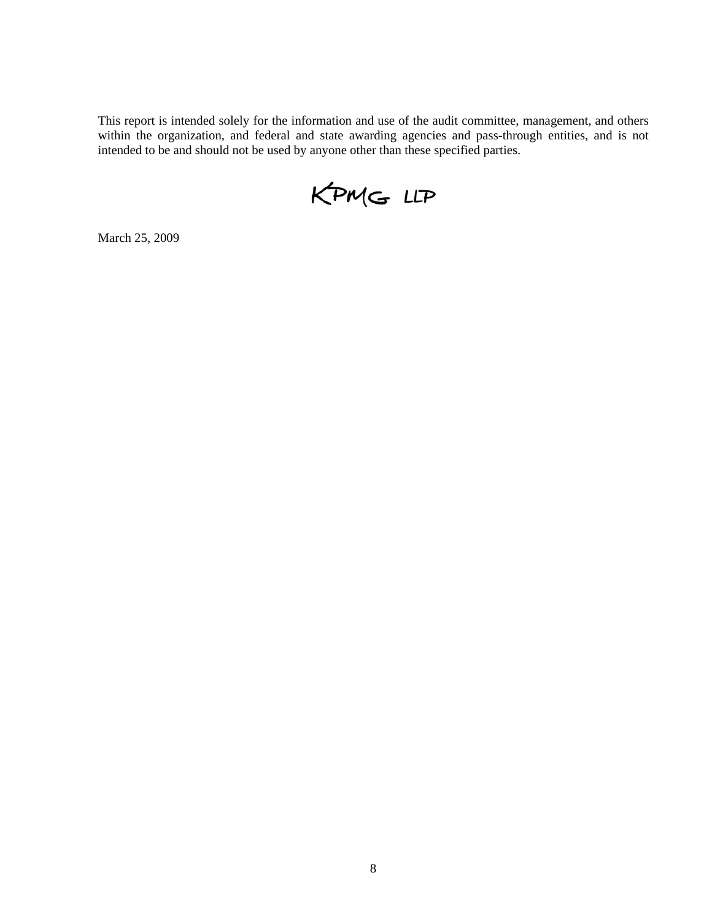This report is intended solely for the information and use of the audit committee, management, and others within the organization, and federal and state awarding agencies and pass-through entities, and is not intended to be and should not be used by anyone other than these specified parties.

KPMG LLP

March 25, 2009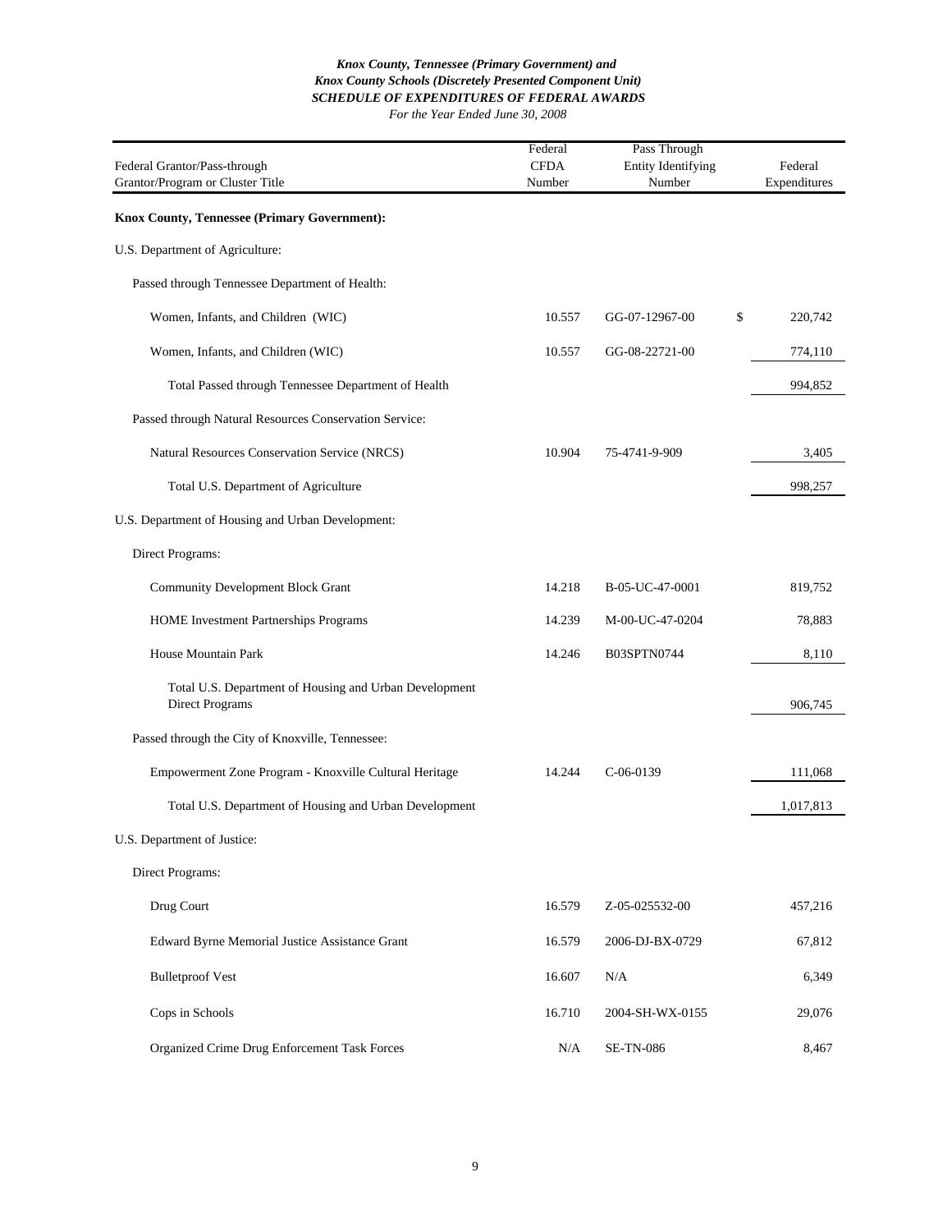***Knox County, Tennessee (Primary Government) and***
***Knox County Schools (Discretely Presented Component Unit)***
***SCHEDULE OF EXPENDITURES OF FEDERAL AWARDS***
*For the Year Ended June 30, 2008*

| Federal Grantor/Pass-through Grantor/Program or Cluster Title | Federal CFDA Number | Pass Through Entity Identifying Number | Federal Expenditures |
|---|---|---|---|
| **Knox County, Tennessee (Primary Government):** | | | |
| U.S. Department of Agriculture: | | | |
| Passed through Tennessee Department of Health: | | | |
| Women, Infants, and Children (WIC) | 10.557 | GG-07-12967-00 | $ 220,742 |
| Women, Infants, and Children (WIC) | 10.557 | GG-08-22721-00 | 774,110 |
| Total Passed through Tennessee Department of Health | | | 994,852 |
| Passed through Natural Resources Conservation Service: | | | |
| Natural Resources Conservation Service (NRCS) | 10.904 | 75-4741-9-909 | 3,405 |
| Total U.S. Department of Agriculture | | | 998,257 |
| U.S. Department of Housing and Urban Development: | | | |
| Direct Programs: | | | |
| Community Development Block Grant | 14.218 | B-05-UC-47-0001 | 819,752 |
| HOME Investment Partnerships Programs | 14.239 | M-00-UC-47-0204 | 78,883 |
| House Mountain Park | 14.246 | B03SPTN0744 | 8,110 |
| Total U.S. Department of Housing and Urban Development Direct Programs | | | 906,745 |
| Passed through the City of Knoxville, Tennessee: | | | |
| Empowerment Zone Program - Knoxville Cultural Heritage | 14.244 | C-06-0139 | 111,068 |
| Total U.S. Department of Housing and Urban Development | | | 1,017,813 |
| U.S. Department of Justice: | | | |
| Direct Programs: | | | |
| Drug Court | 16.579 | Z-05-025532-00 | 457,216 |
| Edward Byrne Memorial Justice Assistance Grant | 16.579 | 2006-DJ-BX-0729 | 67,812 |
| Bulletproof Vest | 16.607 | N/A | 6,349 |
| Cops in Schools | 16.710 | 2004-SH-WX-0155 | 29,076 |
| Organized Crime Drug Enforcement Task Forces | N/A | SE-TN-086 | 8,467 |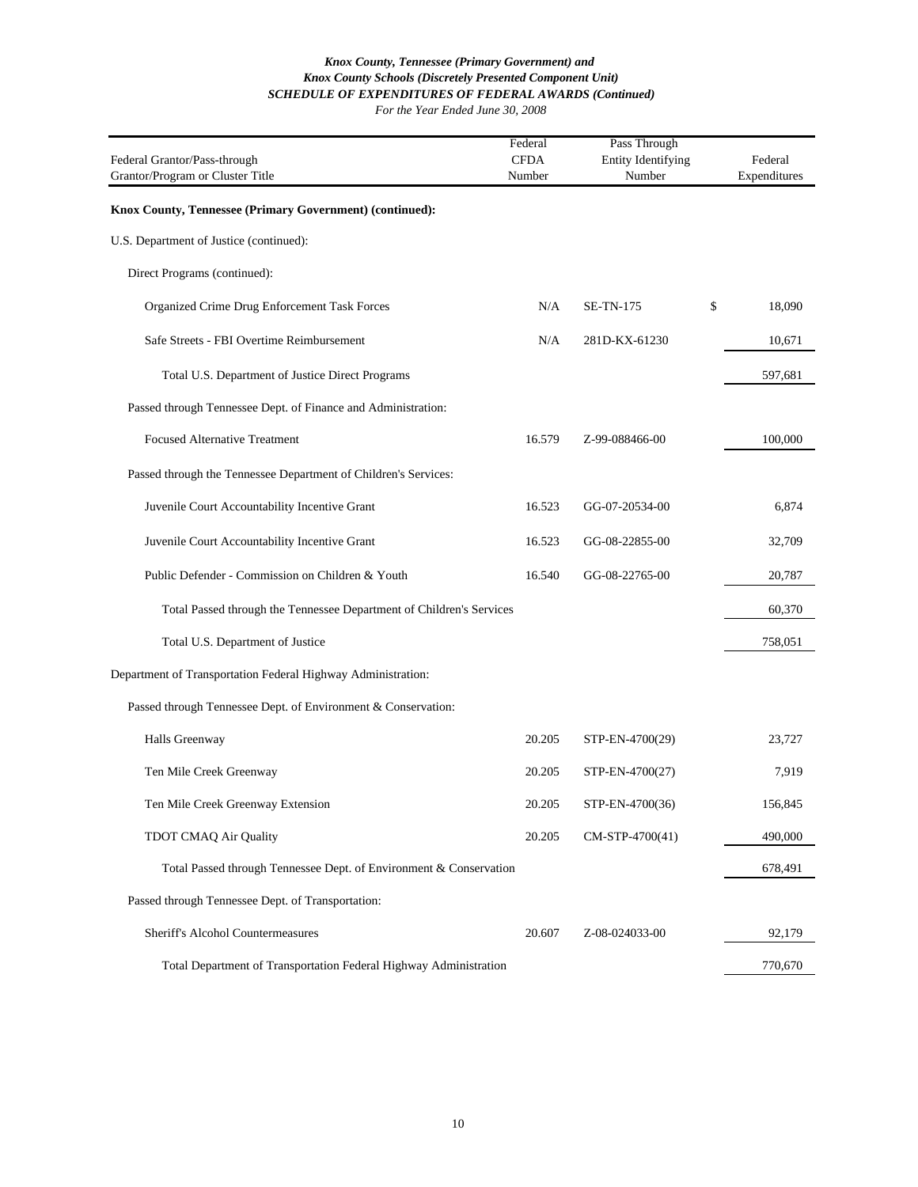***Knox County, Tennessee (Primary Government) and***
***Knox County Schools (Discretely Presented Component Unit)***
***SCHEDULE OF EXPENDITURES OF FEDERAL AWARDS (Continued)***
*For the Year Ended June 30, 2008*

| Federal Grantor/Pass-through Grantor/Program or Cluster Title | Federal CFDA Number | Pass Through Entity Identifying Number | Federal Expenditures |
|---|---|---|---|
| **Knox County, Tennessee (Primary Government) (continued):** | | | |
| U.S. Department of Justice (continued): | | | |
| Direct Programs (continued): | | | |
| Organized Crime Drug Enforcement Task Forces | N/A | SE-TN-175 | $ 18,090 |
| Safe Streets - FBI Overtime Reimbursement | N/A | 281D-KX-61230 | 10,671 |
| Total U.S. Department of Justice Direct Programs | | | 597,681 |
| Passed through Tennessee Dept. of Finance and Administration: | | | |
| Focused Alternative Treatment | 16.579 | Z-99-088466-00 | 100,000 |
| Passed through the Tennessee Department of Children's Services: | | | |
| Juvenile Court Accountability Incentive Grant | 16.523 | GG-07-20534-00 | 6,874 |
| Juvenile Court Accountability Incentive Grant | 16.523 | GG-08-22855-00 | 32,709 |
| Public Defender - Commission on Children & Youth | 16.540 | GG-08-22765-00 | 20,787 |
| Total Passed through the Tennessee Department of Children's Services | | | 60,370 |
| Total U.S. Department of Justice | | | 758,051 |
| Department of Transportation Federal Highway Administration: | | | |
| Passed through Tennessee Dept. of Environment & Conservation: | | | |
| Halls Greenway | 20.205 | STP-EN-4700(29) | 23,727 |
| Ten Mile Creek Greenway | 20.205 | STP-EN-4700(27) | 7,919 |
| Ten Mile Creek Greenway Extension | 20.205 | STP-EN-4700(36) | 156,845 |
| TDOT CMAQ Air Quality | 20.205 | CM-STP-4700(41) | 490,000 |
| Total Passed through Tennessee Dept. of Environment & Conservation | | | 678,491 |
| Passed through Tennessee Dept. of Transportation: | | | |
| Sheriff's Alcohol Countermeasures | 20.607 | Z-08-024033-00 | 92,179 |
| Total Department of Transportation Federal Highway Administration | | | 770,670 |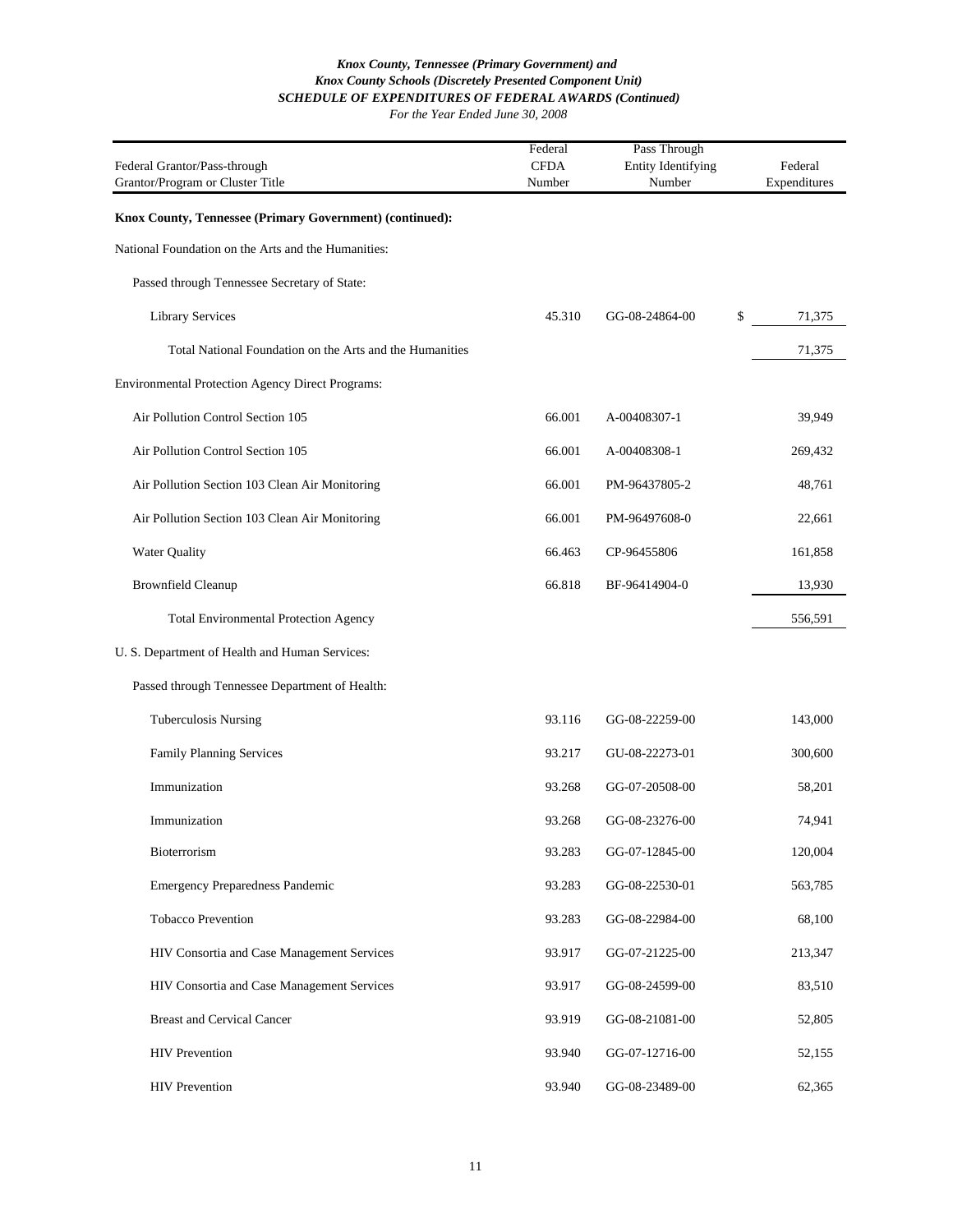***Knox County, Tennessee (Primary Government) and***
***Knox County Schools (Discretely Presented Component Unit)***
***SCHEDULE OF EXPENDITURES OF FEDERAL AWARDS (Continued)***
*For the Year Ended June 30, 2008*

| Federal Grantor/Pass-through Grantor/Program or Cluster Title | Federal CFDA Number | Pass Through Entity Identifying Number | Federal Expenditures |
|---|---|---|---|
| **Knox County, Tennessee (Primary Government) (continued):** | | | |
| National Foundation on the Arts and the Humanities: | | | |
| Passed through Tennessee Secretary of State: | | | |
| Library Services | 45.310 | GG-08-24864-00 | $ 71,375 |
| Total National Foundation on the Arts and the Humanities | | | 71,375 |
| Environmental Protection Agency Direct Programs: | | | |
| Air Pollution Control Section 105 | 66.001 | A-00408307-1 | 39,949 |
| Air Pollution Control Section 105 | 66.001 | A-00408308-1 | 269,432 |
| Air Pollution Section 103 Clean Air Monitoring | 66.001 | PM-96437805-2 | 48,761 |
| Air Pollution Section 103 Clean Air Monitoring | 66.001 | PM-96497608-0 | 22,661 |
| Water Quality | 66.463 | CP-96455806 | 161,858 |
| Brownfield Cleanup | 66.818 | BF-96414904-0 | 13,930 |
| Total Environmental Protection Agency | | | 556,591 |
| U. S. Department of Health and Human Services: | | | |
| Passed through Tennessee Department of Health: | | | |
| Tuberculosis Nursing | 93.116 | GG-08-22259-00 | 143,000 |
| Family Planning Services | 93.217 | GU-08-22273-01 | 300,600 |
| Immunization | 93.268 | GG-07-20508-00 | 58,201 |
| Immunization | 93.268 | GG-08-23276-00 | 74,941 |
| Bioterrorism | 93.283 | GG-07-12845-00 | 120,004 |
| Emergency Preparedness Pandemic | 93.283 | GG-08-22530-01 | 563,785 |
| Tobacco Prevention | 93.283 | GG-08-22984-00 | 68,100 |
| HIV Consortia and Case Management Services | 93.917 | GG-07-21225-00 | 213,347 |
| HIV Consortia and Case Management Services | 93.917 | GG-08-24599-00 | 83,510 |
| Breast and Cervical Cancer | 93.919 | GG-08-21081-00 | 52,805 |
| HIV Prevention | 93.940 | GG-07-12716-00 | 52,155 |
| HIV Prevention | 93.940 | GG-08-23489-00 | 62,365 |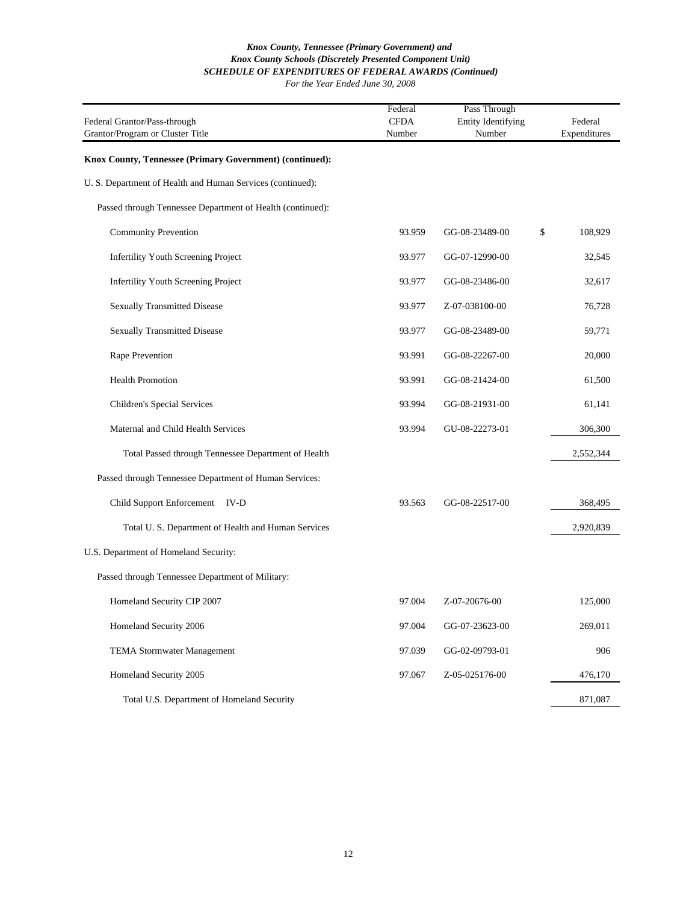***Knox County, Tennessee (Primary Government) and***
***Knox County Schools (Discretely Presented Component Unit)***
***SCHEDULE OF EXPENDITURES OF FEDERAL AWARDS (Continued)***
*For the Year Ended June 30, 2008*

| Federal Grantor/Pass-through Grantor/Program or Cluster Title | Federal CFDA Number | Pass Through Entity Identifying Number | Federal Expenditures |
|---|---|---|---|
| **Knox County, Tennessee (Primary Government) (continued):** | | | |
| U. S. Department of Health and Human Services (continued): | | | |
| Passed through Tennessee Department of Health (continued): | | | |
| Community Prevention | 93.959 | GG-08-23489-00 | $ 108,929 |
| Infertility Youth Screening Project | 93.977 | GG-07-12990-00 | 32,545 |
| Infertility Youth Screening Project | 93.977 | GG-08-23486-00 | 32,617 |
| Sexually Transmitted Disease | 93.977 | Z-07-038100-00 | 76,728 |
| Sexually Transmitted Disease | 93.977 | GG-08-23489-00 | 59,771 |
| Rape Prevention | 93.991 | GG-08-22267-00 | 20,000 |
| Health Promotion | 93.991 | GG-08-21424-00 | 61,500 |
| Children's Special Services | 93.994 | GG-08-21931-00 | 61,141 |
| Maternal and Child Health Services | 93.994 | GU-08-22273-01 | 306,300 |
| Total Passed through Tennessee Department of Health | | | 2,552,344 |
| Passed through Tennessee Department of Human Services: | | | |
| Child Support Enforcement IV-D | 93.563 | GG-08-22517-00 | 368,495 |
| Total U. S. Department of Health and Human Services | | | 2,920,839 |
| U.S. Department of Homeland Security: | | | |
| Passed through Tennessee Department of Military: | | | |
| Homeland Security CIP 2007 | 97.004 | Z-07-20676-00 | 125,000 |
| Homeland Security 2006 | 97.004 | GG-07-23623-00 | 269,011 |
| TEMA Stormwater Management | 97.039 | GG-02-09793-01 | 906 |
| Homeland Security 2005 | 97.067 | Z-05-025176-00 | 476,170 |
| Total U.S. Department of Homeland Security | | | 871,087 |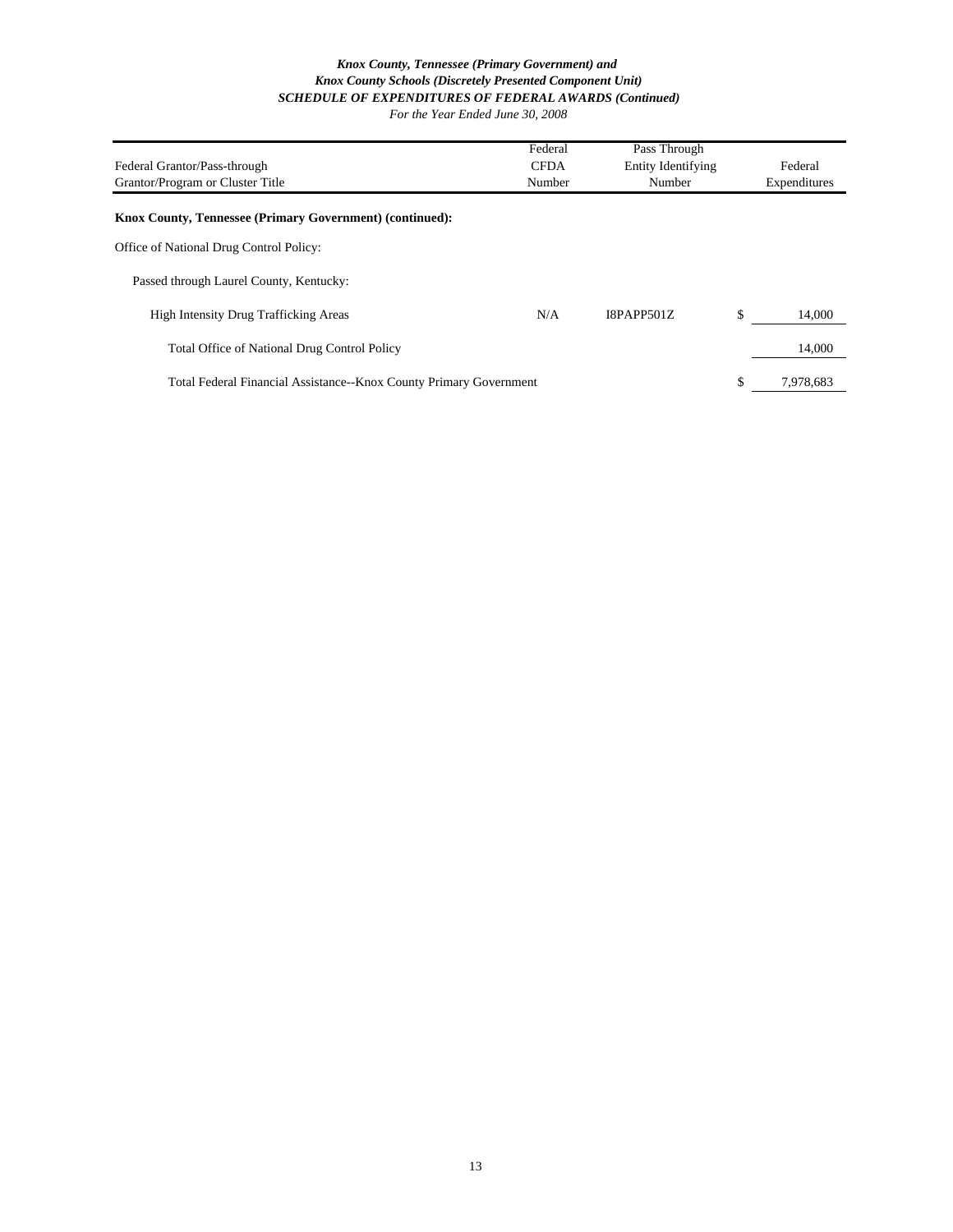*Knox County, Tennessee (Primary Government) and*
*Knox County Schools (Discretely Presented Component Unit)*
***SCHEDULE OF EXPENDITURES OF FEDERAL AWARDS (Continued)***
*For the Year Ended June 30, 2008*

| Federal Grantor/Pass-through Grantor/Program or Cluster Title | Federal CFDA Number | Pass Through Entity Identifying Number | Federal Expenditures |
|---|---|---|---|
| **Knox County, Tennessee (Primary Government) (continued):** | | | |
| Office of National Drug Control Policy: | | | |
| Passed through Laurel County, Kentucky: | | | |
| High Intensity Drug Trafficking Areas | N/A | I8PAPP501Z | $ 14,000 |
| Total Office of National Drug Control Policy | | | 14,000 |
| Total Federal Financial Assistance--Knox County Primary Government | | | $ 7,978,683 |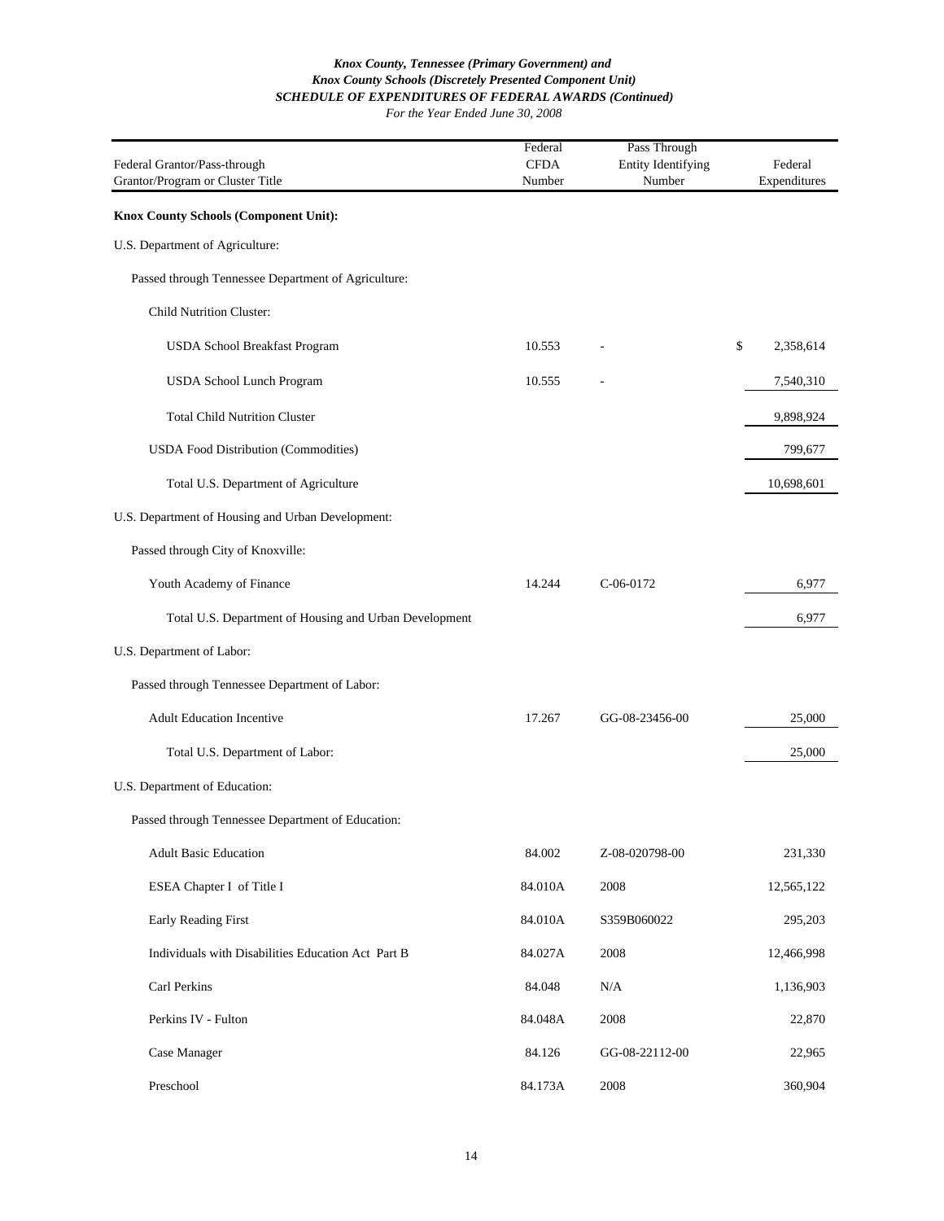**Knox County, Tennessee (Primary Government) and**
**Knox County Schools (Discretely Presented Component Unit)**
**SCHEDULE OF EXPENDITURES OF FEDERAL AWARDS (Continued)**
*For the Year Ended June 30, 2008*

| Federal Grantor/Pass-through Grantor/Program or Cluster Title | Federal CFDA Number | Pass Through Entity Identifying Number | Federal Expenditures |
|---|---|---|---|
| **Knox County Schools (Component Unit):** | | | |
| U.S. Department of Agriculture: | | | |
| Passed through Tennessee Department of Agriculture: | | | |
| Child Nutrition Cluster: | | | |
| USDA School Breakfast Program | 10.553 | - | $ 2,358,614 |
| USDA School Lunch Program | 10.555 | - | 7,540,310 |
| Total Child Nutrition Cluster | | | 9,898,924 |
| USDA Food Distribution (Commodities) | | | 799,677 |
| Total U.S. Department of Agriculture | | | 10,698,601 |
| U.S. Department of Housing and Urban Development: | | | |
| Passed through City of Knoxville: | | | |
| Youth Academy of Finance | 14.244 | C-06-0172 | 6,977 |
| Total U.S. Department of Housing and Urban Development | | | 6,977 |
| U.S. Department of Labor: | | | |
| Passed through Tennessee Department of Labor: | | | |
| Adult Education Incentive | 17.267 | GG-08-23456-00 | 25,000 |
| Total U.S. Department of Labor: | | | 25,000 |
| U.S. Department of Education: | | | |
| Passed through Tennessee Department of Education: | | | |
| Adult Basic Education | 84.002 | Z-08-020798-00 | 231,330 |
| ESEA Chapter I of Title I | 84.010A | 2008 | 12,565,122 |
| Early Reading First | 84.010A | S359B060022 | 295,203 |
| Individuals with Disabilities Education Act Part B | 84.027A | 2008 | 12,466,998 |
| Carl Perkins | 84.048 | N/A | 1,136,903 |
| Perkins IV - Fulton | 84.048A | 2008 | 22,870 |
| Case Manager | 84.126 | GG-08-22112-00 | 22,965 |
| Preschool | 84.173A | 2008 | 360,904 |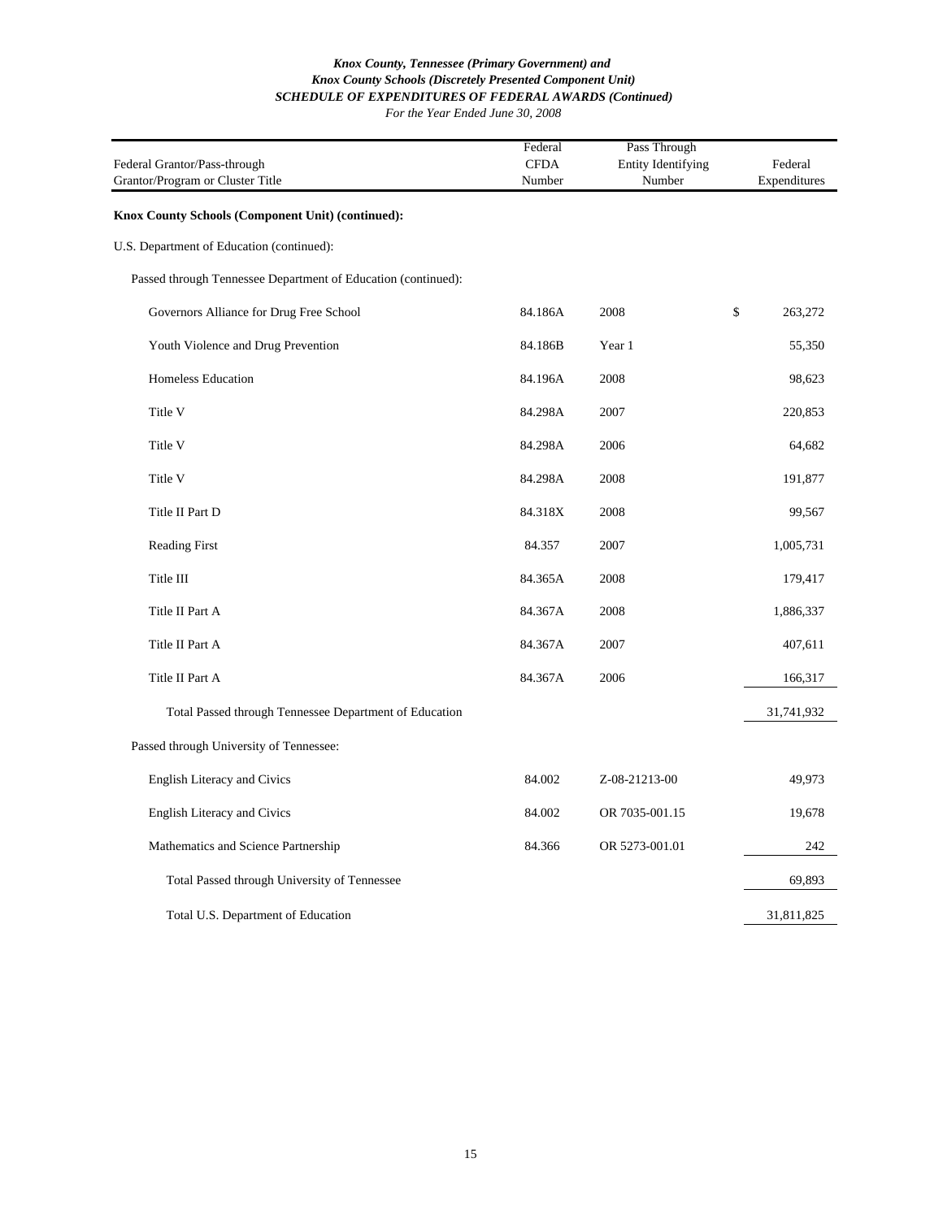***Knox County, Tennessee (Primary Government) and***
***Knox County Schools (Discretely Presented Component Unit)***
***SCHEDULE OF EXPENDITURES OF FEDERAL AWARDS (Continued)***
*For the Year Ended June 30, 2008*

| Federal Grantor/Pass-through Grantor/Program or Cluster Title | Federal CFDA Number | Pass Through Entity Identifying Number | Federal Expenditures |
|---|---|---|---|
| **Knox County Schools (Component Unit) (continued):** | | | |
| U.S. Department of Education (continued): | | | |
| Passed through Tennessee Department of Education (continued): | | | |
| Governors Alliance for Drug Free School | 84.186A | 2008 | $ 263,272 |
| Youth Violence and Drug Prevention | 84.186B | Year 1 | 55,350 |
| Homeless Education | 84.196A | 2008 | 98,623 |
| Title V | 84.298A | 2007 | 220,853 |
| Title V | 84.298A | 2006 | 64,682 |
| Title V | 84.298A | 2008 | 191,877 |
| Title II Part D | 84.318X | 2008 | 99,567 |
| Reading First | 84.357 | 2007 | 1,005,731 |
| Title III | 84.365A | 2008 | 179,417 |
| Title II Part A | 84.367A | 2008 | 1,886,337 |
| Title II Part A | 84.367A | 2007 | 407,611 |
| Title II Part A | 84.367A | 2006 | 166,317 |
| Total Passed through Tennessee Department of Education | | | 31,741,932 |
| Passed through University of Tennessee: | | | |
| English Literacy and Civics | 84.002 | Z-08-21213-00 | 49,973 |
| English Literacy and Civics | 84.002 | OR 7035-001.15 | 19,678 |
| Mathematics and Science Partnership | 84.366 | OR 5273-001.01 | 242 |
| Total Passed through University of Tennessee | | | 69,893 |
| Total U.S. Department of Education | | | 31,811,825 |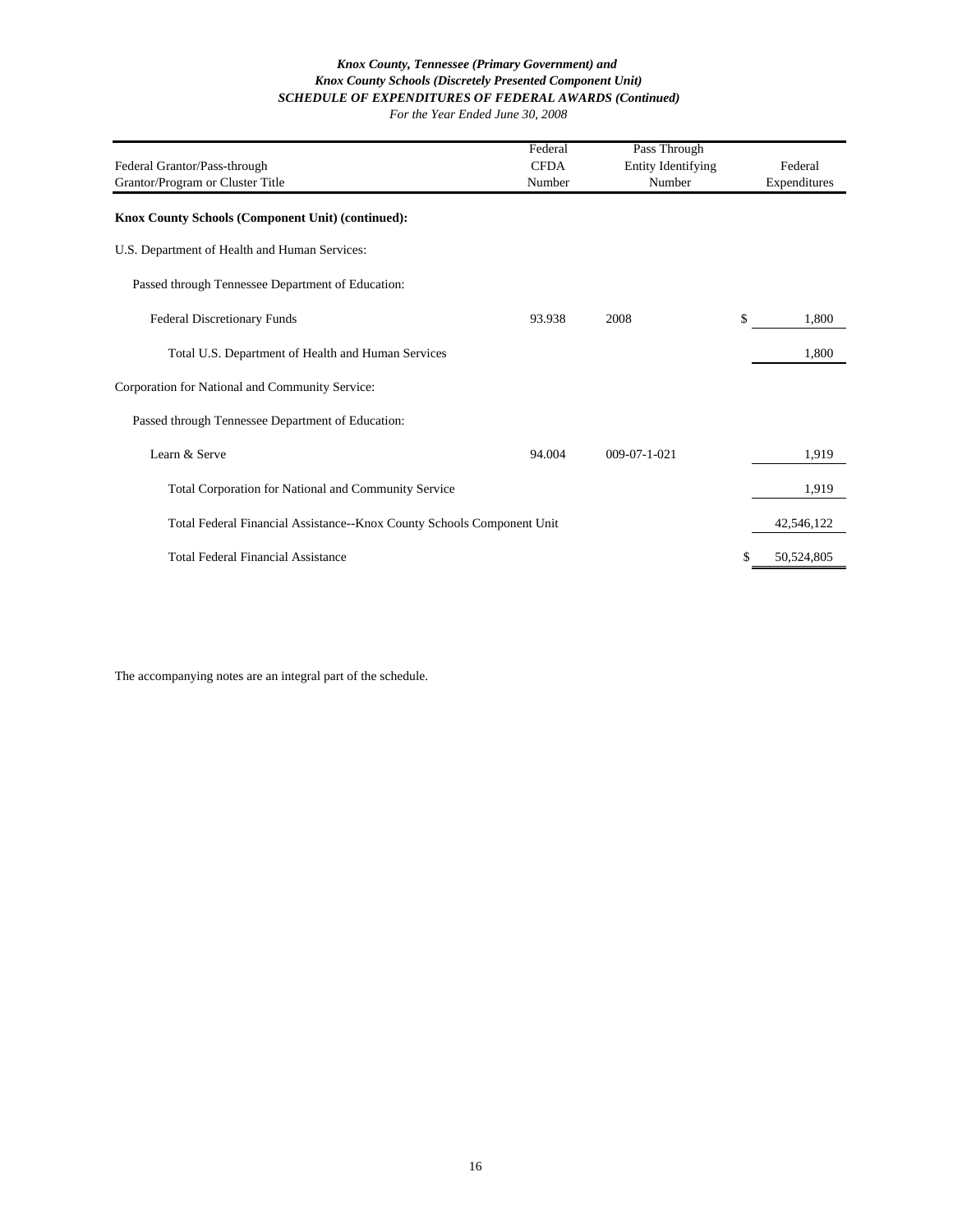*Knox County, Tennessee (Primary Government) and*
*Knox County Schools (Discretely Presented Component Unit)*
***SCHEDULE OF EXPENDITURES OF FEDERAL AWARDS (Continued)***
*For the Year Ended June 30, 2008*

| Federal Grantor/Pass-through Grantor/Program or Cluster Title | Federal CFDA Number | Pass Through Entity Identifying Number | Federal Expenditures |
|---|---|---|---|
| **Knox County Schools (Component Unit) (continued):** | | | |
| U.S. Department of Health and Human Services: | | | |
| Passed through Tennessee Department of Education: | | | |
| Federal Discretionary Funds | 93.938 | 2008 | $ 1,800 |
| Total U.S. Department of Health and Human Services | | | 1,800 |
| Corporation for National and Community Service: | | | |
| Passed through Tennessee Department of Education: | | | |
| Learn & Serve | 94.004 | 009-07-1-021 | 1,919 |
| Total Corporation for National and Community Service | | | 1,919 |
| Total Federal Financial Assistance--Knox County Schools Component Unit | | | 42,546,122 |
| Total Federal Financial Assistance | | | $ 50,524,805 |

The accompanying notes are an integral part of the schedule.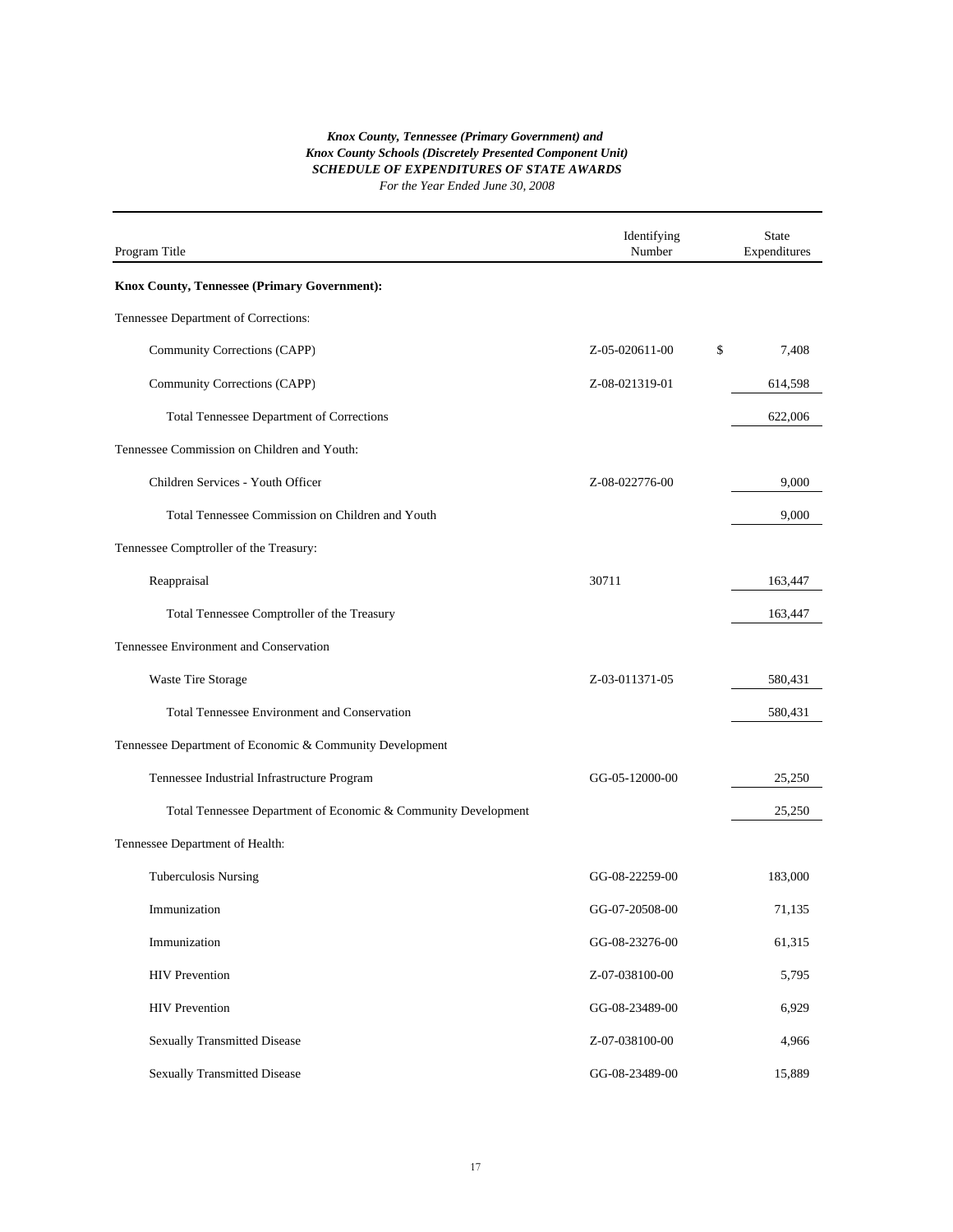***Knox County, Tennessee (Primary Government) and***
***Knox County Schools (Discretely Presented Component Unit)***
***SCHEDULE OF EXPENDITURES OF STATE AWARDS***
*For the Year Ended June 30, 2008*

| Program Title | Identifying Number | State Expenditures |
|---|---|---|
| **Knox County, Tennessee (Primary Government):** | | |
| Tennessee Department of Corrections: | | |
| Community Corrections (CAPP) | Z-05-020611-00 | $ 7,408 |
| Community Corrections (CAPP) | Z-08-021319-01 | 614,598 |
| Total Tennessee Department of Corrections | | 622,006 |
| Tennessee Commission on Children and Youth: | | |
| Children Services - Youth Officer | Z-08-022776-00 | 9,000 |
| Total Tennessee Commission on Children and Youth | | 9,000 |
| Tennessee Comptroller of the Treasury: | | |
| Reappraisal | 30711 | 163,447 |
| Total Tennessee Comptroller of the Treasury | | 163,447 |
| Tennessee Environment and Conservation | | |
| Waste Tire Storage | Z-03-011371-05 | 580,431 |
| Total Tennessee Environment and Conservation | | 580,431 |
| Tennessee Department of Economic & Community Development | | |
| Tennessee Industrial Infrastructure Program | GG-05-12000-00 | 25,250 |
| Total Tennessee Department of Economic & Community Development | | 25,250 |
| Tennessee Department of Health: | | |
| Tuberculosis Nursing | GG-08-22259-00 | 183,000 |
| Immunization | GG-07-20508-00 | 71,135 |
| Immunization | GG-08-23276-00 | 61,315 |
| HIV Prevention | Z-07-038100-00 | 5,795 |
| HIV Prevention | GG-08-23489-00 | 6,929 |
| Sexually Transmitted Disease | Z-07-038100-00 | 4,966 |
| Sexually Transmitted Disease | GG-08-23489-00 | 15,889 |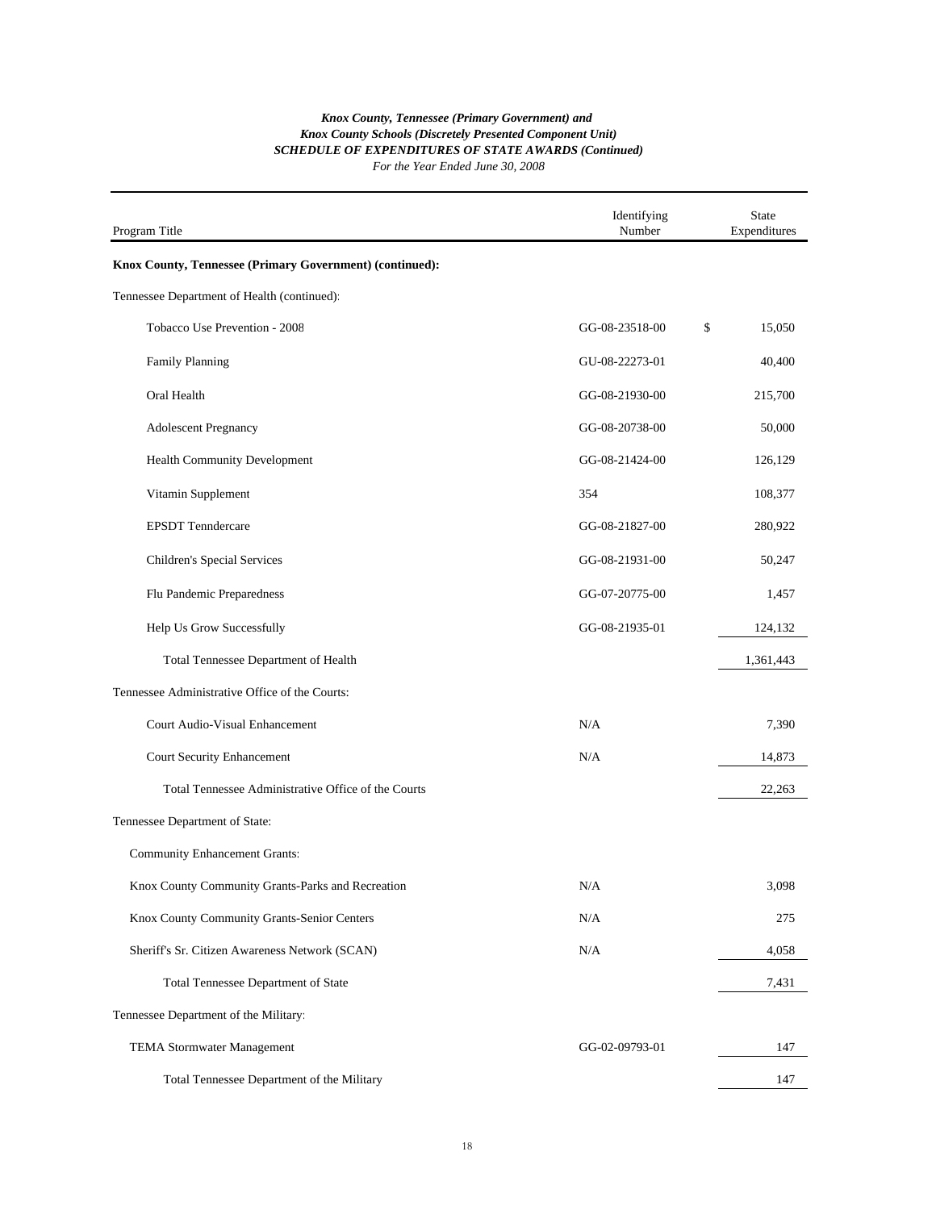*Knox County, Tennessee (Primary Government) and*
*Knox County Schools (Discretely Presented Component Unit)*
***SCHEDULE OF EXPENDITURES OF STATE AWARDS (Continued)***
*For the Year Ended June 30, 2008*

| Program Title | Identifying Number | State Expenditures |
|---|---|---|
| **Knox County, Tennessee (Primary Government) (continued):** | | |
| Tennessee Department of Health (continued): | | |
| Tobacco Use Prevention - 2008 | GG-08-23518-00 | $ 15,050 |
| Family Planning | GU-08-22273-01 | 40,400 |
| Oral Health | GG-08-21930-00 | 215,700 |
| Adolescent Pregnancy | GG-08-20738-00 | 50,000 |
| Health Community Development | GG-08-21424-00 | 126,129 |
| Vitamin Supplement | 354 | 108,377 |
| EPSDT Tenndercare | GG-08-21827-00 | 280,922 |
| Children's Special Services | GG-08-21931-00 | 50,247 |
| Flu Pandemic Preparedness | GG-07-20775-00 | 1,457 |
| Help Us Grow Successfully | GG-08-21935-01 | 124,132 |
| Total Tennessee Department of Health | | 1,361,443 |
| Tennessee Administrative Office of the Courts: | | |
| Court Audio-Visual Enhancement | N/A | 7,390 |
| Court Security Enhancement | N/A | 14,873 |
| Total Tennessee Administrative Office of the Courts | | 22,263 |
| Tennessee Department of State: | | |
| Community Enhancement Grants: | | |
| Knox County Community Grants-Parks and Recreation | N/A | 3,098 |
| Knox County Community Grants-Senior Centers | N/A | 275 |
| Sheriff's Sr. Citizen Awareness Network (SCAN) | N/A | 4,058 |
| Total Tennessee Department of State | | 7,431 |
| Tennessee Department of the Military: | | |
| TEMA Stormwater Management | GG-02-09793-01 | 147 |
| Total Tennessee Department of the Military | | 147 |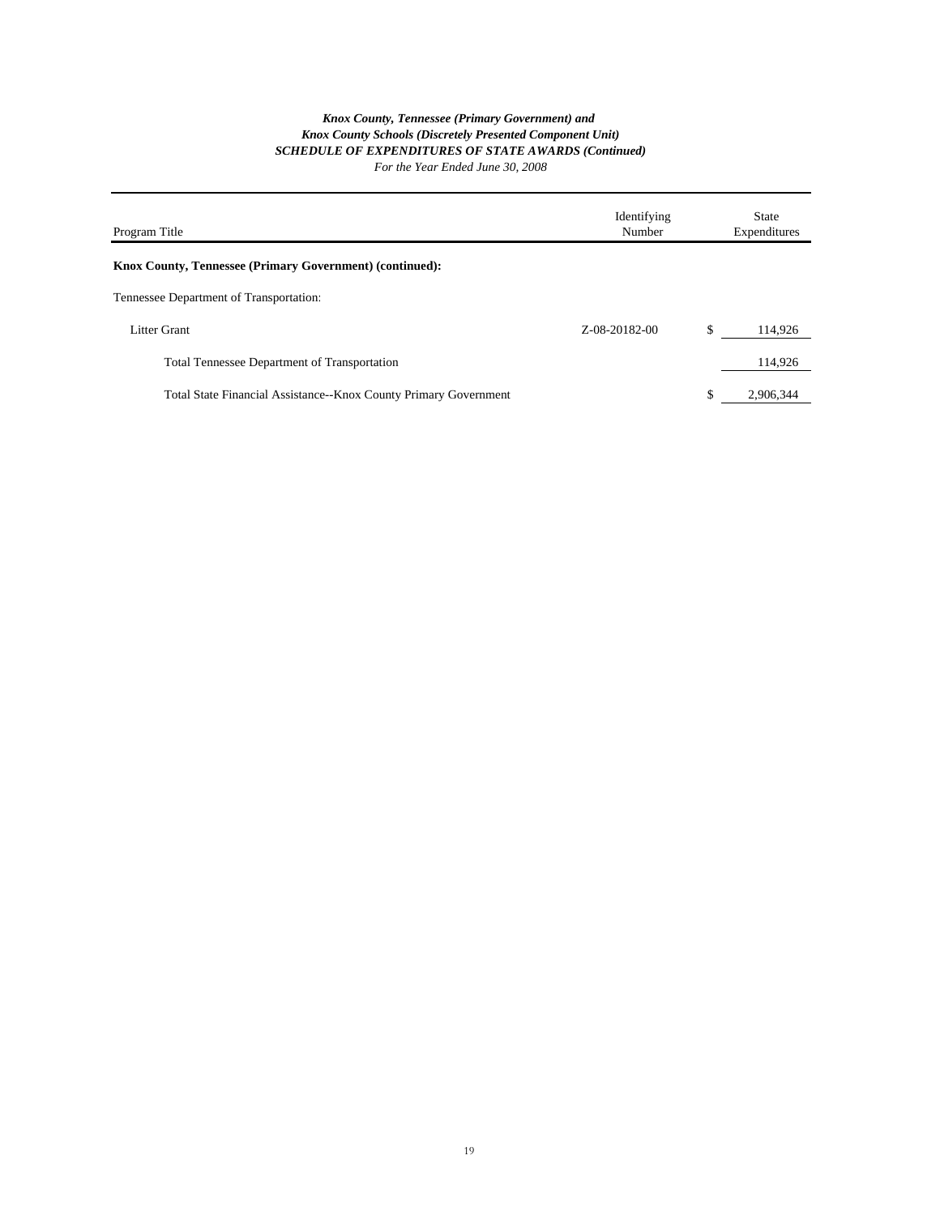*Knox County, Tennessee (Primary Government) and*
*Knox County Schools (Discretely Presented Component Unit)*
***SCHEDULE OF EXPENDITURES OF STATE AWARDS (Continued)***
*For the Year Ended June 30, 2008*

| Program Title | Identifying Number | State Expenditures |
|---|---|---|
| **Knox County, Tennessee (Primary Government) (continued):** | | |
| Tennessee Department of Transportation: | | |
| Litter Grant | Z-08-20182-00 | $ 114,926 |
| Total Tennessee Department of Transportation | | 114,926 |
| Total State Financial Assistance--Knox County Primary Government | | $ 2,906,344 |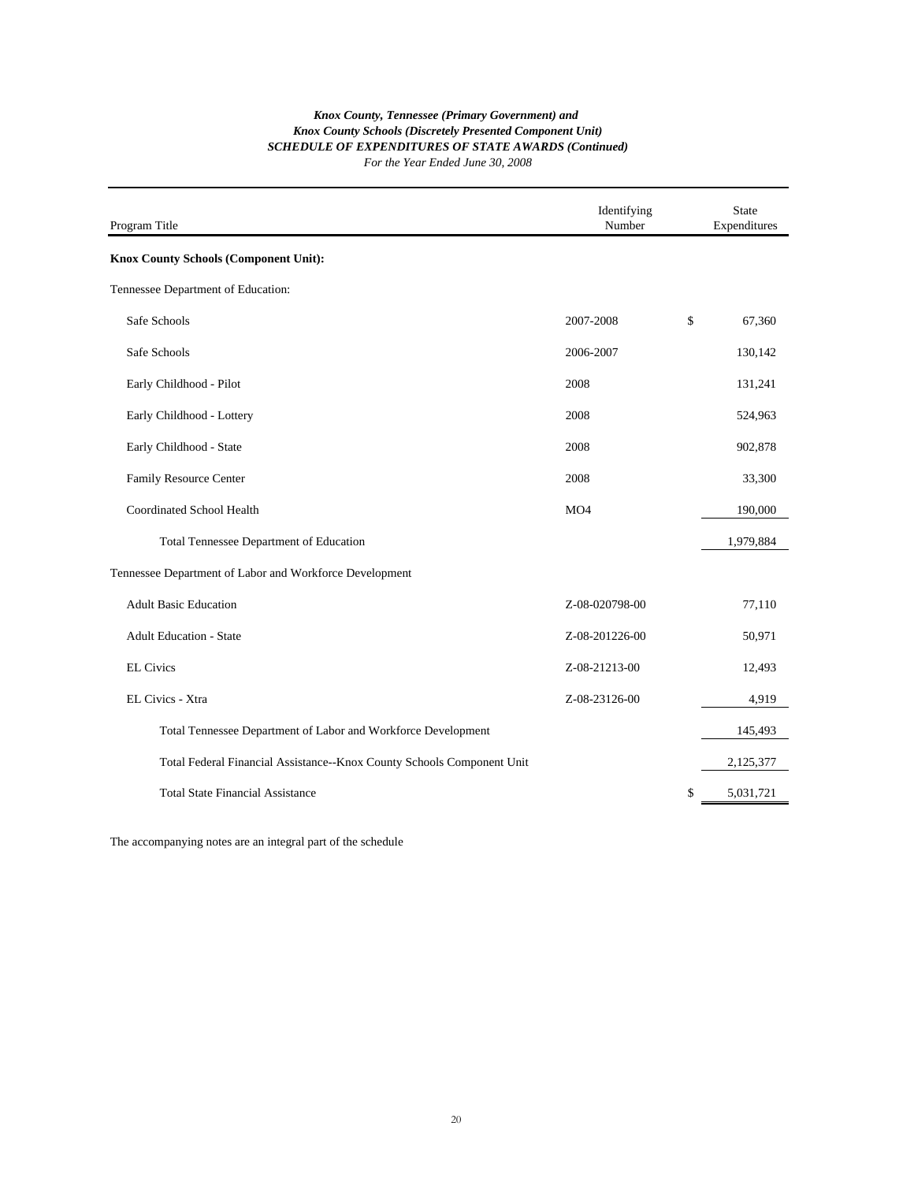***Knox County, Tennessee (Primary Government) and***
***Knox County Schools (Discretely Presented Component Unit)***
***SCHEDULE OF EXPENDITURES OF STATE AWARDS (Continued)***
*For the Year Ended June 30, 2008*

| Program Title | Identifying Number | State Expenditures |
|---|---|---|
| **Knox County Schools (Component Unit):** | | |
| Tennessee Department of Education: | | |
| Safe Schools | 2007-2008 | $ 67,360 |
| Safe Schools | 2006-2007 | 130,142 |
| Early Childhood - Pilot | 2008 | 131,241 |
| Early Childhood - Lottery | 2008 | 524,963 |
| Early Childhood - State | 2008 | 902,878 |
| Family Resource Center | 2008 | 33,300 |
| Coordinated School Health | MO4 | 190,000 |
| Total Tennessee Department of Education | | 1,979,884 |
| Tennessee Department of Labor and Workforce Development | | |
| Adult Basic Education | Z-08-020798-00 | 77,110 |
| Adult Education - State | Z-08-201226-00 | 50,971 |
| EL Civics | Z-08-21213-00 | 12,493 |
| EL Civics - Xtra | Z-08-23126-00 | 4,919 |
| Total Tennessee Department of Labor and Workforce Development | | 145,493 |
| Total Federal Financial Assistance--Knox County Schools Component Unit | | 2,125,377 |
| Total State Financial Assistance | | $ 5,031,721 |

The accompanying notes are an integral part of the schedule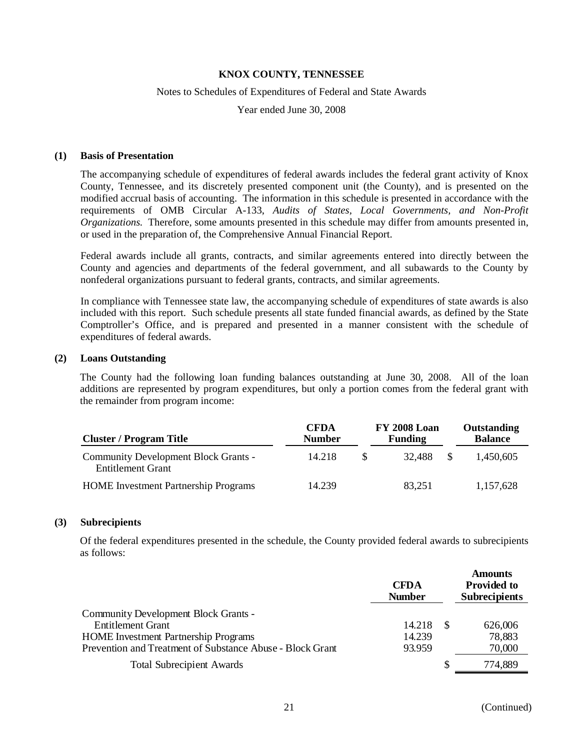# KNOX COUNTY, TENNESSEE

Notes to Schedules of Expenditures of Federal and State Awards

Year ended June 30, 2008

## (1) Basis of Presentation

The accompanying schedule of expenditures of federal awards includes the federal grant activity of Knox County, Tennessee, and its discretely presented component unit (the County), and is presented on the modified accrual basis of accounting. The information in this schedule is presented in accordance with the requirements of OMB Circular A-133, *Audits of States, Local Governments, and Non-Profit Organizations.* Therefore, some amounts presented in this schedule may differ from amounts presented in, or used in the preparation of, the Comprehensive Annual Financial Report.

Federal awards include all grants, contracts, and similar agreements entered into directly between the County and agencies and departments of the federal government, and all subawards to the County by nonfederal organizations pursuant to federal grants, contracts, and similar agreements.

In compliance with Tennessee state law, the accompanying schedule of expenditures of state awards is also included with this report. Such schedule presents all state funded financial awards, as defined by the State Comptroller's Office, and is prepared and presented in a manner consistent with the schedule of expenditures of federal awards.

## (2) Loans Outstanding

The County had the following loan funding balances outstanding at June 30, 2008. All of the loan additions are represented by program expenditures, but only a portion comes from the federal grant with the remainder from program income:

| Cluster / Program Title | CFDA Number | FY 2008 Loan Funding | Outstanding Balance |
|---|---|---|---|
| Community Development Block Grants - Entitlement Grant | 14.218 | $ 32,488 | $ 1,450,605 |
| HOME Investment Partnership Programs | 14.239 | 83,251 | 1,157,628 |

## (3) Subrecipients

Of the federal expenditures presented in the schedule, the County provided federal awards to subrecipients as follows:

| | CFDA Number | Amounts Provided to Subrecipients |
|---|---|---|
| Community Development Block Grants - Entitlement Grant | 14.218 | $ 626,006 |
| HOME Investment Partnership Programs | 14.239 | 78,883 |
| Prevention and Treatment of Substance Abuse - Block Grant | 93.959 | 70,000 |
| Total Subrecipient Awards | | $ 774,889 |

(Continued)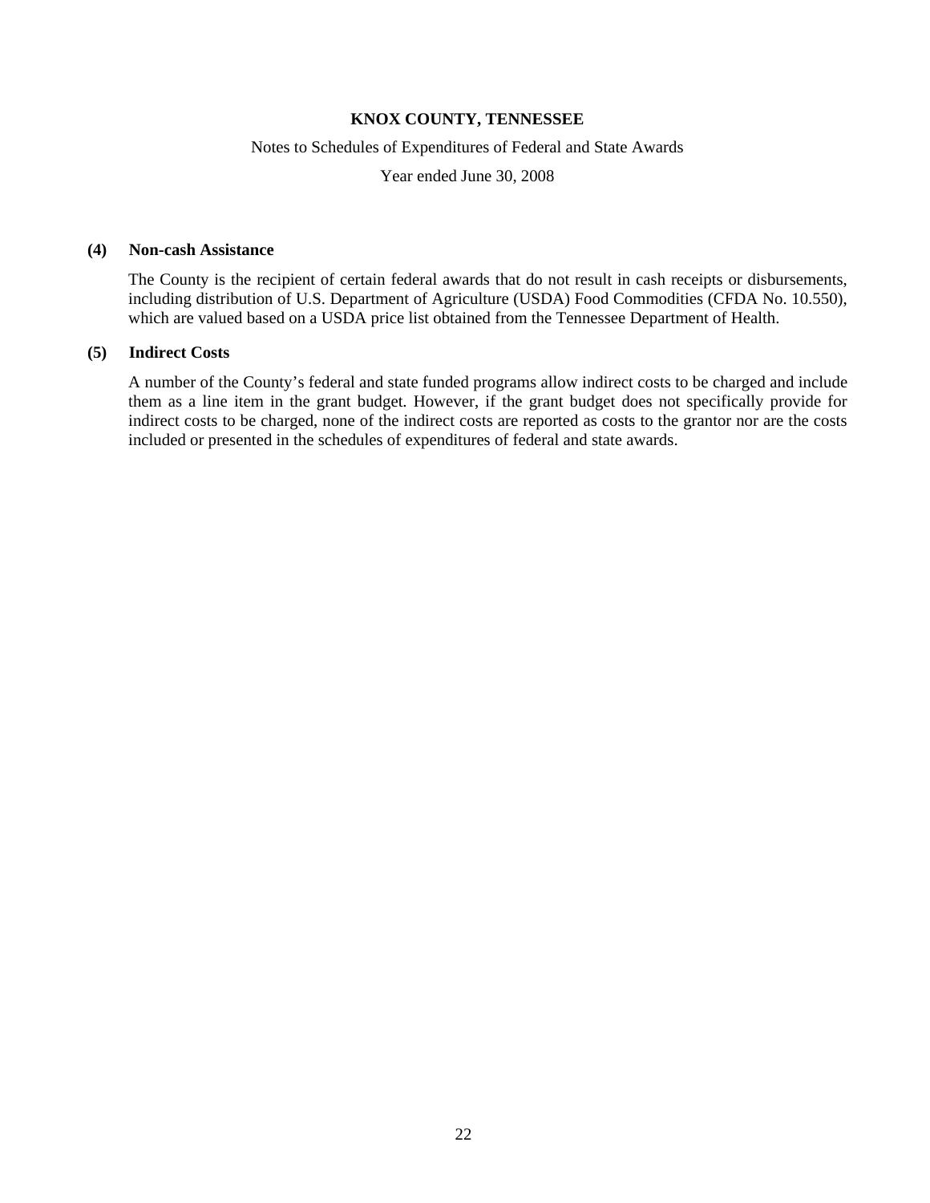**KNOX COUNTY, TENNESSEE**

Notes to Schedules of Expenditures of Federal and State Awards

Year ended June 30, 2008

**(4) Non-cash Assistance**

The County is the recipient of certain federal awards that do not result in cash receipts or disbursements, including distribution of U.S. Department of Agriculture (USDA) Food Commodities (CFDA No. 10.550), which are valued based on a USDA price list obtained from the Tennessee Department of Health.

**(5) Indirect Costs**

A number of the County's federal and state funded programs allow indirect costs to be charged and include them as a line item in the grant budget. However, if the grant budget does not specifically provide for indirect costs to be charged, none of the indirect costs are reported as costs to the grantor nor are the costs included or presented in the schedules of expenditures of federal and state awards.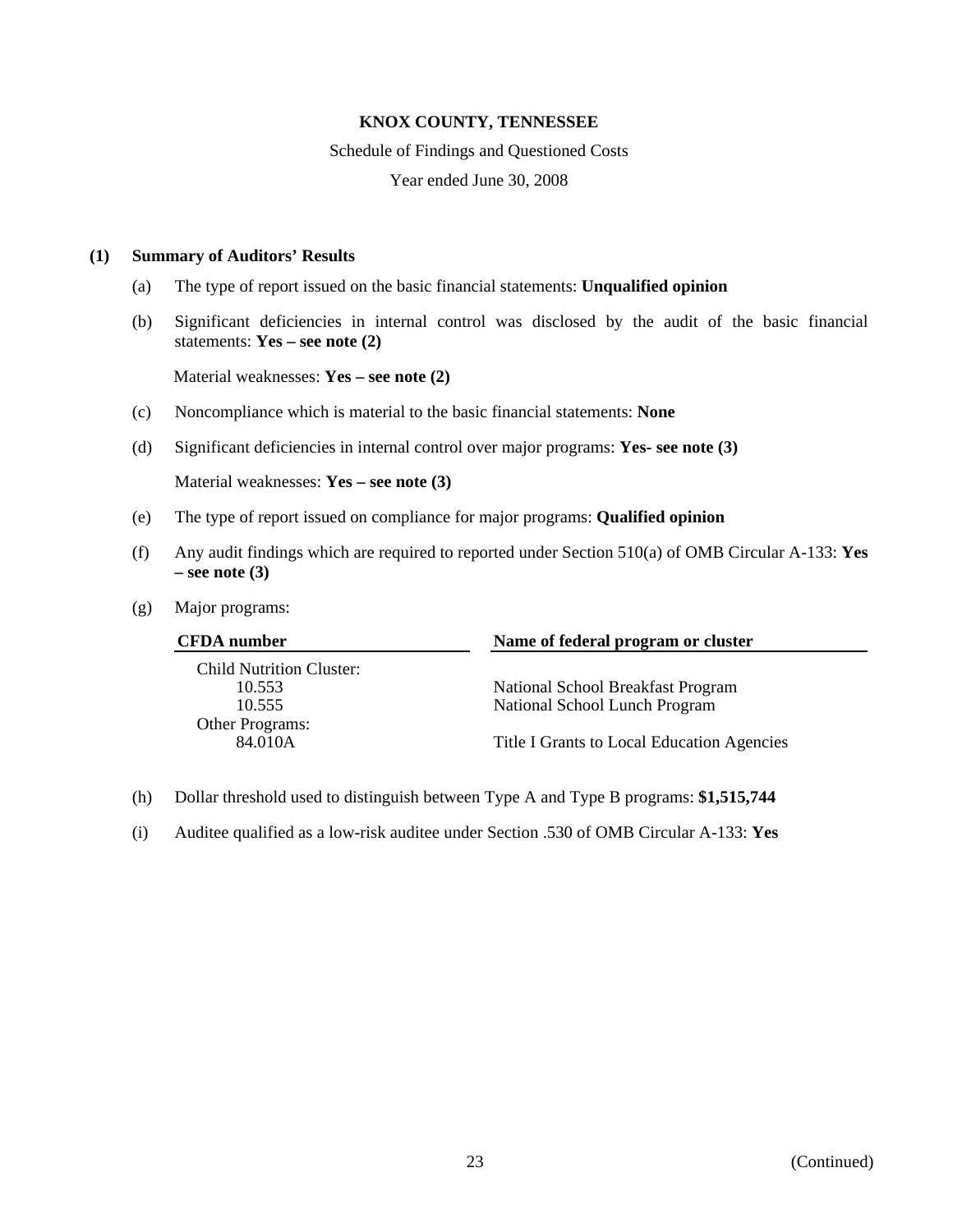**KNOX COUNTY, TENNESSEE**

Schedule of Findings and Questioned Costs

Year ended June 30, 2008

**(1) Summary of Auditors' Results**

(a) The type of report issued on the basic financial statements: **Unqualified opinion**

(b) Significant deficiencies in internal control was disclosed by the audit of the basic financial statements: **Yes – see note (2)**

Material weaknesses: **Yes – see note (2)**

(c) Noncompliance which is material to the basic financial statements: **None**

(d) Significant deficiencies in internal control over major programs: **Yes- see note (3)**

Material weaknesses: **Yes – see note (3)**

(e) The type of report issued on compliance for major programs: **Qualified opinion**

(f) Any audit findings which are required to reported under Section 510(a) of OMB Circular A-133: **Yes – see note (3)**

(g) Major programs:

| CFDA number | Name of federal program or cluster |
|---|---|
| Child Nutrition Cluster: | |
| 10.553 | National School Breakfast Program |
| 10.555 | National School Lunch Program |
| Other Programs: | |
| 84.010A | Title I Grants to Local Education Agencies |

(h) Dollar threshold used to distinguish between Type A and Type B programs: **$1,515,744**

(i) Auditee qualified as a low-risk auditee under Section .530 of OMB Circular A-133: **Yes**

(Continued)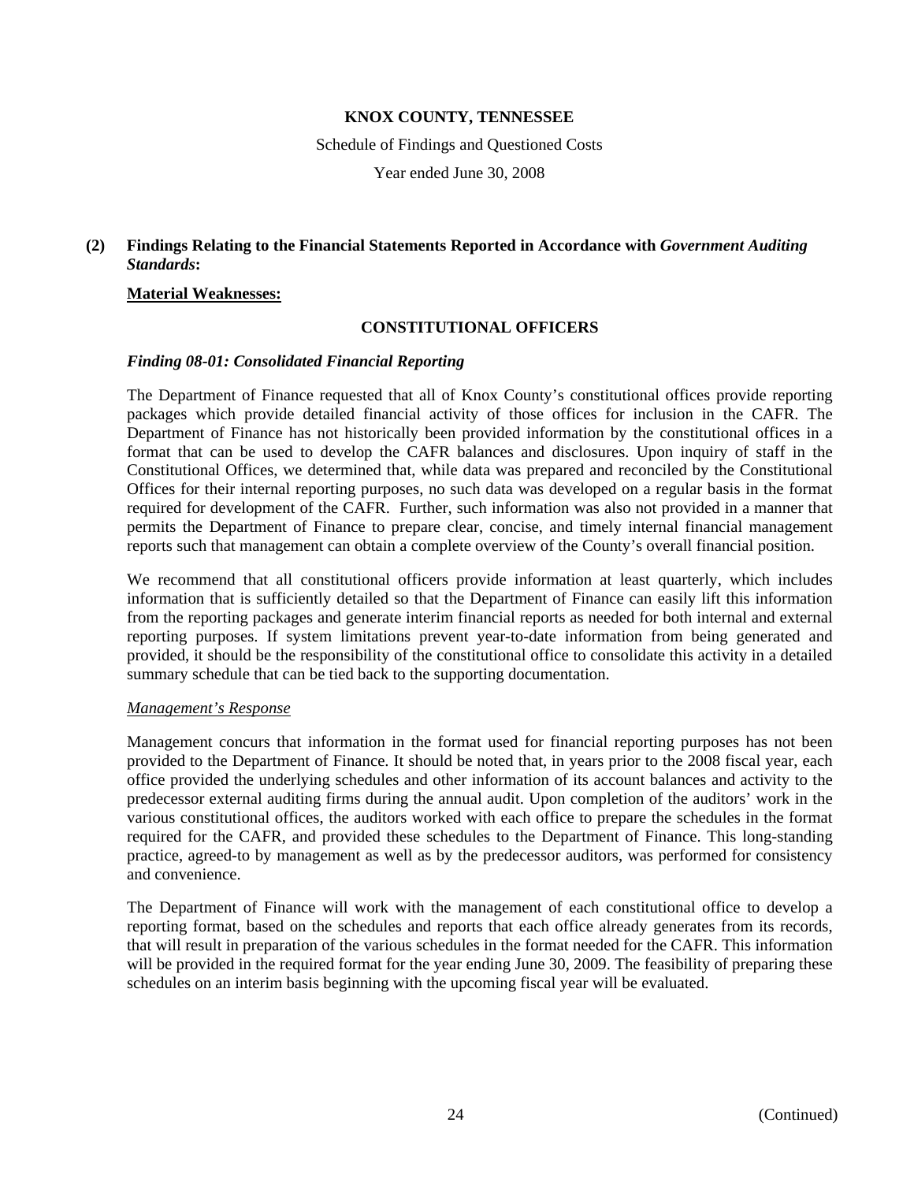**KNOX COUNTY, TENNESSEE**

Schedule of Findings and Questioned Costs

Year ended June 30, 2008

**(2) Findings Relating to the Financial Statements Reported in Accordance with *Government Auditing Standards*:**

**Material Weaknesses:**

**CONSTITUTIONAL OFFICERS**

***Finding 08-01: Consolidated Financial Reporting***

The Department of Finance requested that all of Knox County's constitutional offices provide reporting packages which provide detailed financial activity of those offices for inclusion in the CAFR. The Department of Finance has not historically been provided information by the constitutional offices in a format that can be used to develop the CAFR balances and disclosures. Upon inquiry of staff in the Constitutional Offices, we determined that, while data was prepared and reconciled by the Constitutional Offices for their internal reporting purposes, no such data was developed on a regular basis in the format required for development of the CAFR. Further, such information was also not provided in a manner that permits the Department of Finance to prepare clear, concise, and timely internal financial management reports such that management can obtain a complete overview of the County's overall financial position.

We recommend that all constitutional officers provide information at least quarterly, which includes information that is sufficiently detailed so that the Department of Finance can easily lift this information from the reporting packages and generate interim financial reports as needed for both internal and external reporting purposes. If system limitations prevent year-to-date information from being generated and provided, it should be the responsibility of the constitutional office to consolidate this activity in a detailed summary schedule that can be tied back to the supporting documentation.

*Management's Response*

Management concurs that information in the format used for financial reporting purposes has not been provided to the Department of Finance. It should be noted that, in years prior to the 2008 fiscal year, each office provided the underlying schedules and other information of its account balances and activity to the predecessor external auditing firms during the annual audit. Upon completion of the auditors' work in the various constitutional offices, the auditors worked with each office to prepare the schedules in the format required for the CAFR, and provided these schedules to the Department of Finance. This long-standing practice, agreed-to by management as well as by the predecessor auditors, was performed for consistency and convenience.

The Department of Finance will work with the management of each constitutional office to develop a reporting format, based on the schedules and reports that each office already generates from its records, that will result in preparation of the various schedules in the format needed for the CAFR. This information will be provided in the required format for the year ending June 30, 2009. The feasibility of preparing these schedules on an interim basis beginning with the upcoming fiscal year will be evaluated.

(Continued)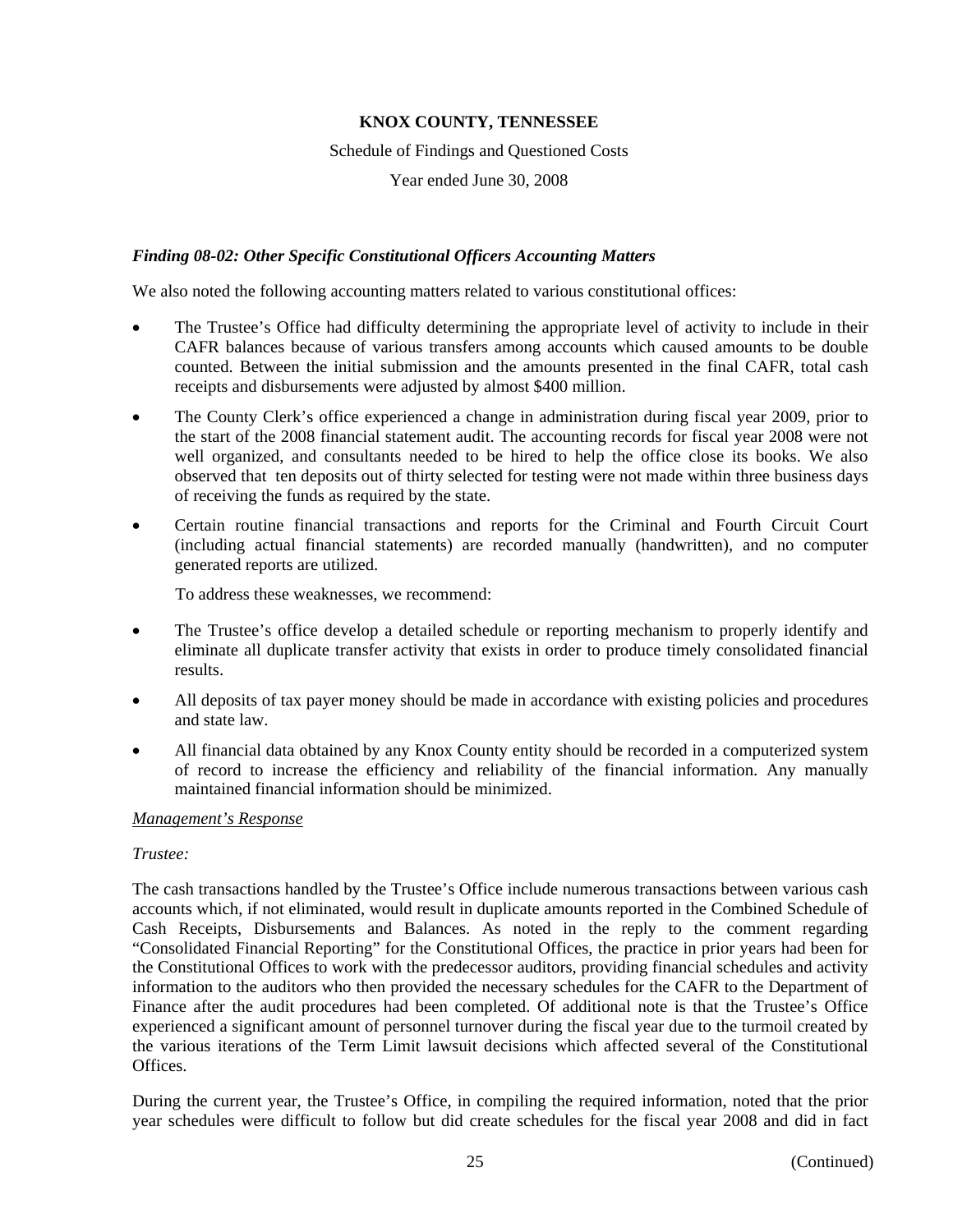**KNOX COUNTY, TENNESSEE**

Schedule of Findings and Questioned Costs

Year ended June 30, 2008

***Finding 08-02: Other Specific Constitutional Officers Accounting Matters***

We also noted the following accounting matters related to various constitutional offices:

- The Trustee's Office had difficulty determining the appropriate level of activity to include in their CAFR balances because of various transfers among accounts which caused amounts to be double counted. Between the initial submission and the amounts presented in the final CAFR, total cash receipts and disbursements were adjusted by almost $400 million.
- The County Clerk's office experienced a change in administration during fiscal year 2009, prior to the start of the 2008 financial statement audit. The accounting records for fiscal year 2008 were not well organized, and consultants needed to be hired to help the office close its books. We also observed that ten deposits out of thirty selected for testing were not made within three business days of receiving the funds as required by the state.
- Certain routine financial transactions and reports for the Criminal and Fourth Circuit Court (including actual financial statements) are recorded manually (handwritten), and no computer generated reports are utilized.

To address these weaknesses, we recommend:

- The Trustee's office develop a detailed schedule or reporting mechanism to properly identify and eliminate all duplicate transfer activity that exists in order to produce timely consolidated financial results.
- All deposits of tax payer money should be made in accordance with existing policies and procedures and state law.
- All financial data obtained by any Knox County entity should be recorded in a computerized system of record to increase the efficiency and reliability of the financial information. Any manually maintained financial information should be minimized.

*Management's Response*

*Trustee:*

The cash transactions handled by the Trustee's Office include numerous transactions between various cash accounts which, if not eliminated, would result in duplicate amounts reported in the Combined Schedule of Cash Receipts, Disbursements and Balances. As noted in the reply to the comment regarding "Consolidated Financial Reporting" for the Constitutional Offices, the practice in prior years had been for the Constitutional Offices to work with the predecessor auditors, providing financial schedules and activity information to the auditors who then provided the necessary schedules for the CAFR to the Department of Finance after the audit procedures had been completed. Of additional note is that the Trustee's Office experienced a significant amount of personnel turnover during the fiscal year due to the turmoil created by the various iterations of the Term Limit lawsuit decisions which affected several of the Constitutional Offices.

During the current year, the Trustee's Office, in compiling the required information, noted that the prior year schedules were difficult to follow but did create schedules for the fiscal year 2008 and did in fact

(Continued)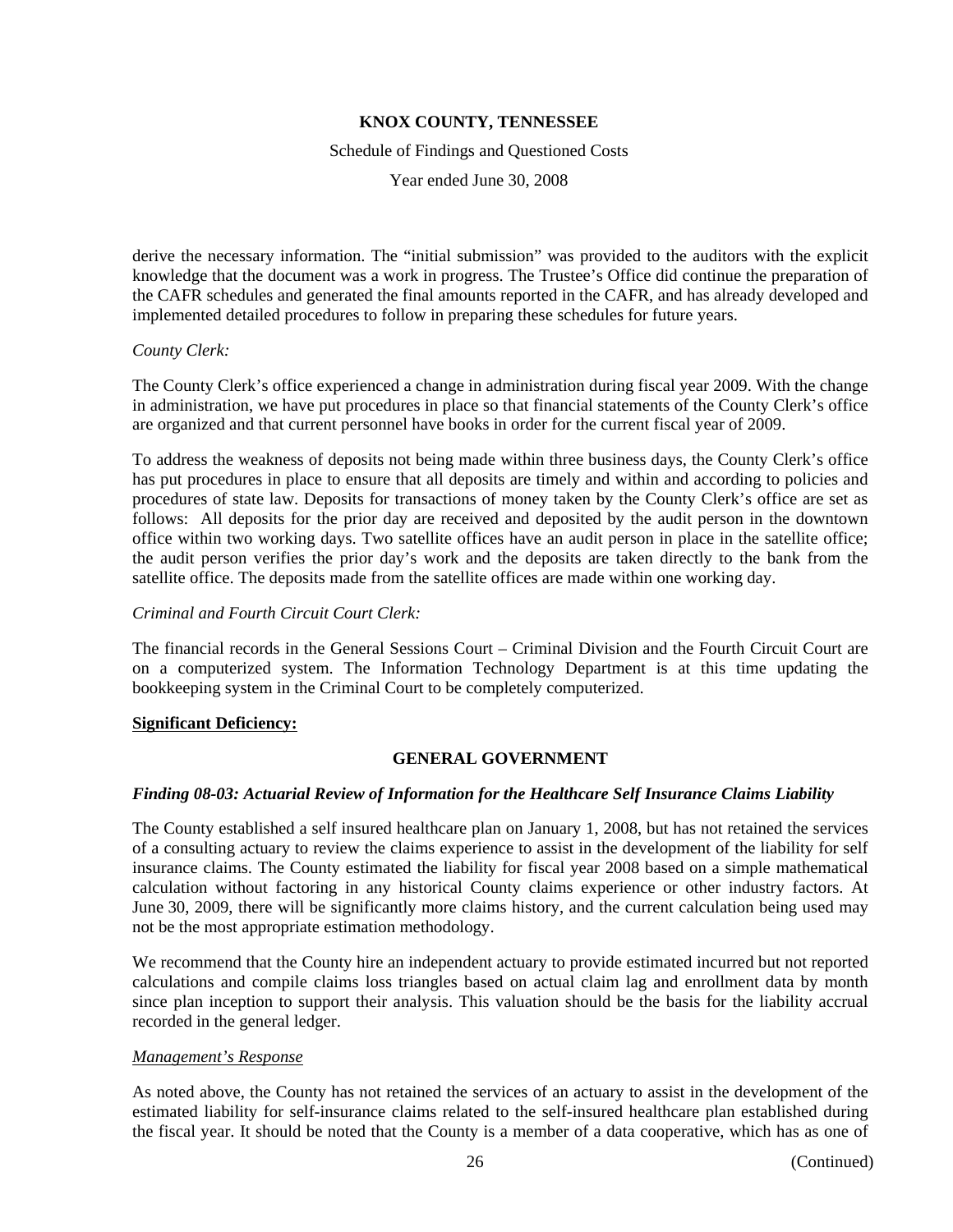derive the necessary information. The "initial submission" was provided to the auditors with the explicit knowledge that the document was a work in progress. The Trustee's Office did continue the preparation of the CAFR schedules and generated the final amounts reported in the CAFR, and has already developed and implemented detailed procedures to follow in preparing these schedules for future years.

*County Clerk:*

The County Clerk's office experienced a change in administration during fiscal year 2009. With the change in administration, we have put procedures in place so that financial statements of the County Clerk's office are organized and that current personnel have books in order for the current fiscal year of 2009.

To address the weakness of deposits not being made within three business days, the County Clerk's office has put procedures in place to ensure that all deposits are timely and within and according to policies and procedures of state law. Deposits for transactions of money taken by the County Clerk's office are set as follows: All deposits for the prior day are received and deposited by the audit person in the downtown office within two working days. Two satellite offices have an audit person in place in the satellite office; the audit person verifies the prior day's work and the deposits are taken directly to the bank from the satellite office. The deposits made from the satellite offices are made within one working day.

*Criminal and Fourth Circuit Court Clerk:*

The financial records in the General Sessions Court – Criminal Division and the Fourth Circuit Court are on a computerized system. The Information Technology Department is at this time updating the bookkeeping system in the Criminal Court to be completely computerized.

**Significant Deficiency:**

**GENERAL GOVERNMENT**

***Finding 08-03: Actuarial Review of Information for the Healthcare Self Insurance Claims Liability***

The County established a self insured healthcare plan on January 1, 2008, but has not retained the services of a consulting actuary to review the claims experience to assist in the development of the liability for self insurance claims. The County estimated the liability for fiscal year 2008 based on a simple mathematical calculation without factoring in any historical County claims experience or other industry factors. At June 30, 2009, there will be significantly more claims history, and the current calculation being used may not be the most appropriate estimation methodology.

We recommend that the County hire an independent actuary to provide estimated incurred but not reported calculations and compile claims loss triangles based on actual claim lag and enrollment data by month since plan inception to support their analysis. This valuation should be the basis for the liability accrual recorded in the general ledger.

*Management's Response*

As noted above, the County has not retained the services of an actuary to assist in the development of the estimated liability for self-insurance claims related to the self-insured healthcare plan established during the fiscal year. It should be noted that the County is a member of a data cooperative, which has as one of

(Continued)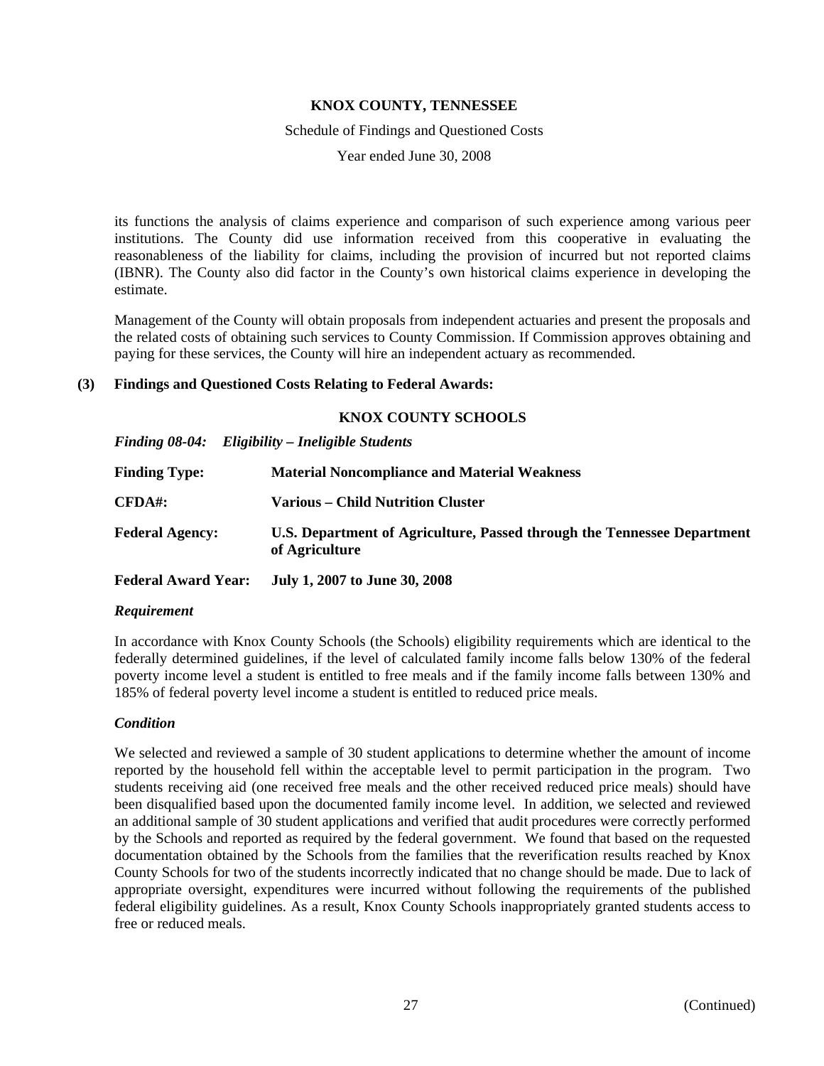its functions the analysis of claims experience and comparison of such experience among various peer institutions. The County did use information received from this cooperative in evaluating the reasonableness of the liability for claims, including the provision of incurred but not reported claims (IBNR). The County also did factor in the County's own historical claims experience in developing the estimate.

Management of the County will obtain proposals from independent actuaries and present the proposals and the related costs of obtaining such services to County Commission. If Commission approves obtaining and paying for these services, the County will hire an independent actuary as recommended.

## (3) Findings and Questioned Costs Relating to Federal Awards:

### KNOX COUNTY SCHOOLS

***Finding 08-04: Eligibility – Ineligible Students***

**Finding Type:** **Material Noncompliance and Material Weakness**

**CFDA#:** **Various – Child Nutrition Cluster**

**Federal Agency:** **U.S. Department of Agriculture, Passed through the Tennessee Department of Agriculture**

**Federal Award Year:** **July 1, 2007 to June 30, 2008**

***Requirement***

In accordance with Knox County Schools (the Schools) eligibility requirements which are identical to the federally determined guidelines, if the level of calculated family income falls below 130% of the federal poverty income level a student is entitled to free meals and if the family income falls between 130% and 185% of federal poverty level income a student is entitled to reduced price meals.

***Condition***

We selected and reviewed a sample of 30 student applications to determine whether the amount of income reported by the household fell within the acceptable level to permit participation in the program. Two students receiving aid (one received free meals and the other received reduced price meals) should have been disqualified based upon the documented family income level. In addition, we selected and reviewed an additional sample of 30 student applications and verified that audit procedures were correctly performed by the Schools and reported as required by the federal government. We found that based on the requested documentation obtained by the Schools from the families that the reverification results reached by Knox County Schools for two of the students incorrectly indicated that no change should be made. Due to lack of appropriate oversight, expenditures were incurred without following the requirements of the published federal eligibility guidelines. As a result, Knox County Schools inappropriately granted students access to free or reduced meals.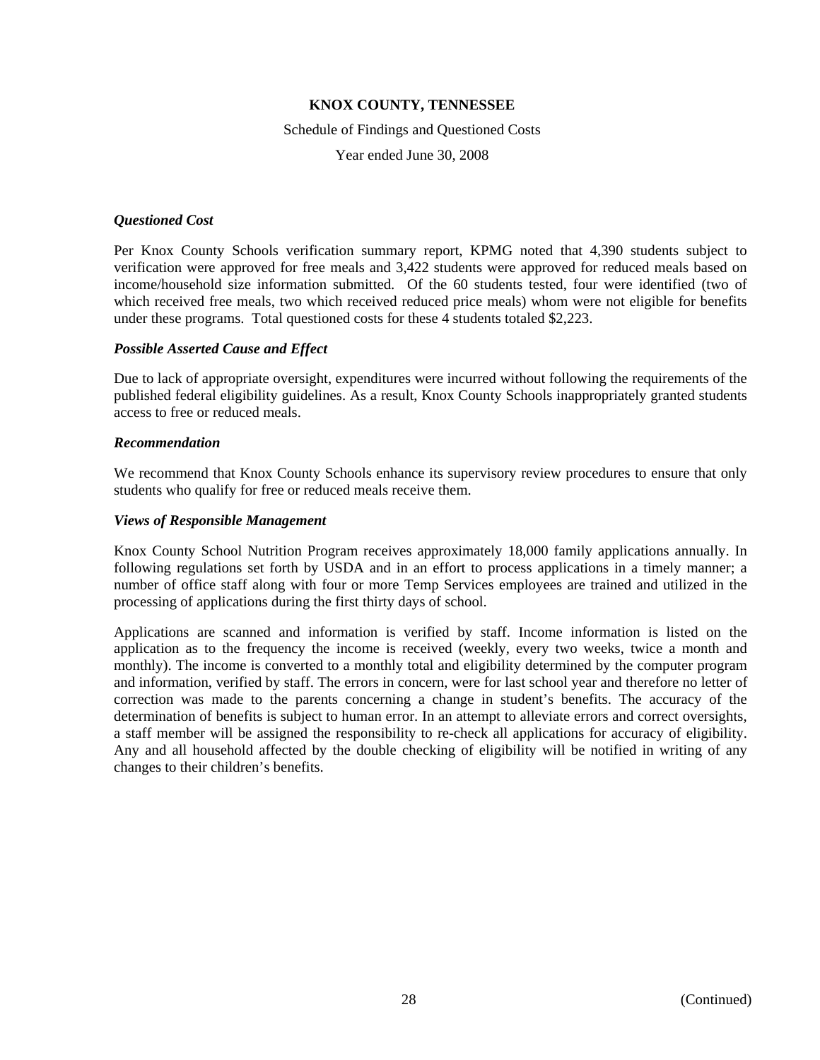**KNOX COUNTY, TENNESSEE**

Schedule of Findings and Questioned Costs

Year ended June 30, 2008

***Questioned Cost***

Per Knox County Schools verification summary report, KPMG noted that 4,390 students subject to verification were approved for free meals and 3,422 students were approved for reduced meals based on income/household size information submitted. Of the 60 students tested, four were identified (two of which received free meals, two which received reduced price meals) whom were not eligible for benefits under these programs. Total questioned costs for these 4 students totaled $2,223.

***Possible Asserted Cause and Effect***

Due to lack of appropriate oversight, expenditures were incurred without following the requirements of the published federal eligibility guidelines. As a result, Knox County Schools inappropriately granted students access to free or reduced meals.

***Recommendation***

We recommend that Knox County Schools enhance its supervisory review procedures to ensure that only students who qualify for free or reduced meals receive them.

***Views of Responsible Management***

Knox County School Nutrition Program receives approximately 18,000 family applications annually. In following regulations set forth by USDA and in an effort to process applications in a timely manner; a number of office staff along with four or more Temp Services employees are trained and utilized in the processing of applications during the first thirty days of school.

Applications are scanned and information is verified by staff. Income information is listed on the application as to the frequency the income is received (weekly, every two weeks, twice a month and monthly). The income is converted to a monthly total and eligibility determined by the computer program and information, verified by staff. The errors in concern, were for last school year and therefore no letter of correction was made to the parents concerning a change in student's benefits. The accuracy of the determination of benefits is subject to human error. In an attempt to alleviate errors and correct oversights, a staff member will be assigned the responsibility to re-check all applications for accuracy of eligibility. Any and all household affected by the double checking of eligibility will be notified in writing of any changes to their children's benefits.

(Continued)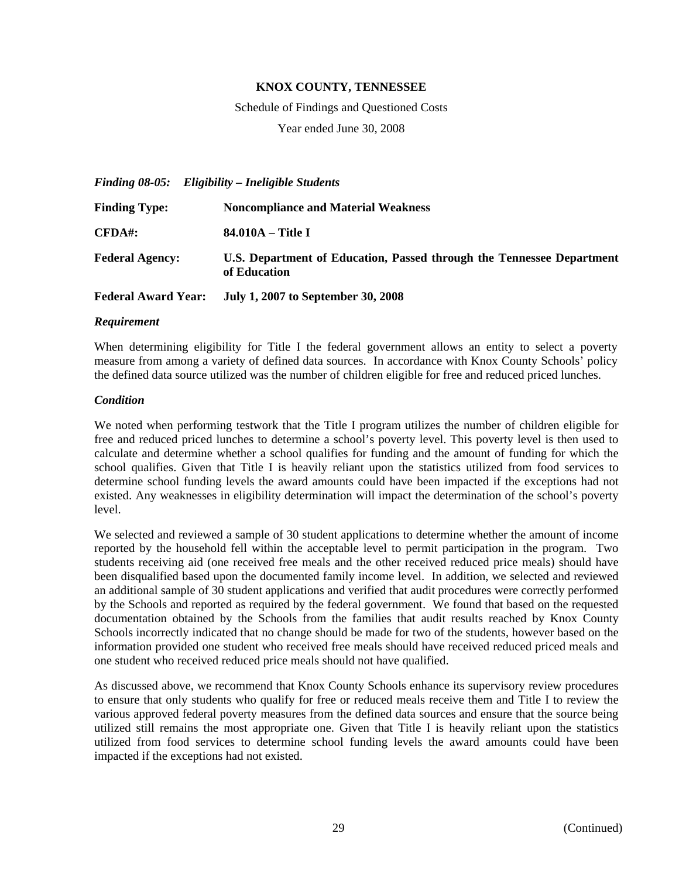**KNOX COUNTY, TENNESSEE**

Schedule of Findings and Questioned Costs

Year ended June 30, 2008

***Finding 08-05: Eligibility – Ineligible Students***

**Finding Type:** **Noncompliance and Material Weakness**

**CFDA#:** **84.010A – Title I**

**Federal Agency:** **U.S. Department of Education, Passed through the Tennessee Department of Education**

**Federal Award Year:** **July 1, 2007 to September 30, 2008**

***Requirement***

When determining eligibility for Title I the federal government allows an entity to select a poverty measure from among a variety of defined data sources. In accordance with Knox County Schools' policy the defined data source utilized was the number of children eligible for free and reduced priced lunches.

***Condition***

We noted when performing testwork that the Title I program utilizes the number of children eligible for free and reduced priced lunches to determine a school's poverty level. This poverty level is then used to calculate and determine whether a school qualifies for funding and the amount of funding for which the school qualifies. Given that Title I is heavily reliant upon the statistics utilized from food services to determine school funding levels the award amounts could have been impacted if the exceptions had not existed. Any weaknesses in eligibility determination will impact the determination of the school's poverty level.

We selected and reviewed a sample of 30 student applications to determine whether the amount of income reported by the household fell within the acceptable level to permit participation in the program. Two students receiving aid (one received free meals and the other received reduced price meals) should have been disqualified based upon the documented family income level. In addition, we selected and reviewed an additional sample of 30 student applications and verified that audit procedures were correctly performed by the Schools and reported as required by the federal government. We found that based on the requested documentation obtained by the Schools from the families that audit results reached by Knox County Schools incorrectly indicated that no change should be made for two of the students, however based on the information provided one student who received free meals should have received reduced priced meals and one student who received reduced price meals should not have qualified.

As discussed above, we recommend that Knox County Schools enhance its supervisory review procedures to ensure that only students who qualify for free or reduced meals receive them and Title I to review the various approved federal poverty measures from the defined data sources and ensure that the source being utilized still remains the most appropriate one. Given that Title I is heavily reliant upon the statistics utilized from food services to determine school funding levels the award amounts could have been impacted if the exceptions had not existed.

(Continued)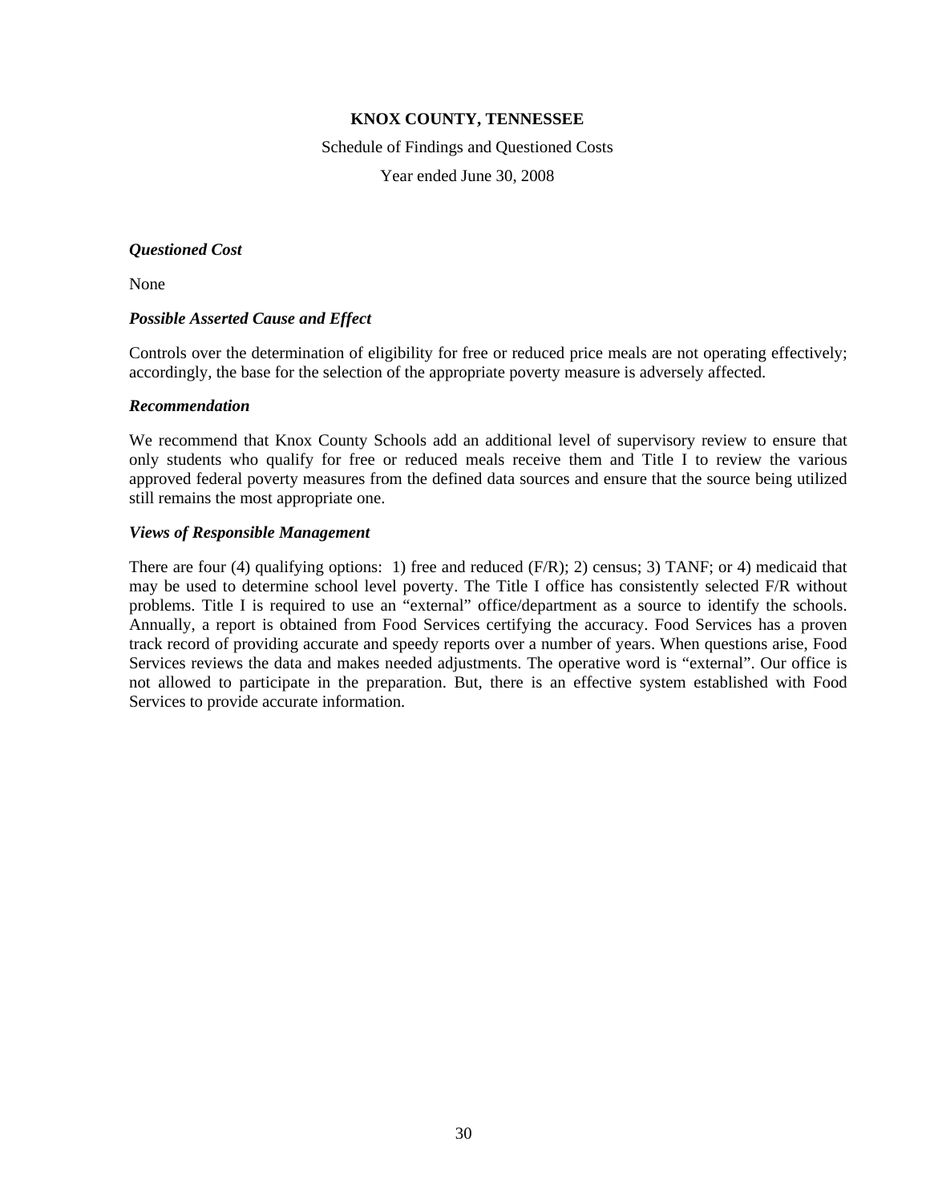**KNOX COUNTY, TENNESSEE**

Schedule of Findings and Questioned Costs

Year ended June 30, 2008

***Questioned Cost***

None

***Possible Asserted Cause and Effect***

Controls over the determination of eligibility for free or reduced price meals are not operating effectively; accordingly, the base for the selection of the appropriate poverty measure is adversely affected.

***Recommendation***

We recommend that Knox County Schools add an additional level of supervisory review to ensure that only students who qualify for free or reduced meals receive them and Title I to review the various approved federal poverty measures from the defined data sources and ensure that the source being utilized still remains the most appropriate one.

***Views of Responsible Management***

There are four (4) qualifying options: 1) free and reduced (F/R); 2) census; 3) TANF; or 4) medicaid that may be used to determine school level poverty. The Title I office has consistently selected F/R without problems. Title I is required to use an "external" office/department as a source to identify the schools. Annually, a report is obtained from Food Services certifying the accuracy. Food Services has a proven track record of providing accurate and speedy reports over a number of years. When questions arise, Food Services reviews the data and makes needed adjustments. The operative word is "external". Our office is not allowed to participate in the preparation. But, there is an effective system established with Food Services to provide accurate information.